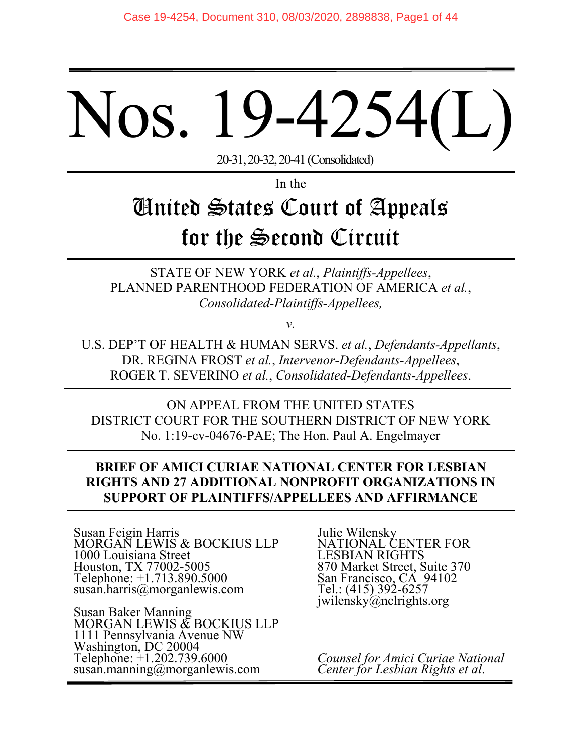# Nos. 19-4254(L)

20-31, 20-32, 20-41 (Consolidated)

In the

## United States Court of Appeals for the Second Circuit

STATE OF NEW YORK *et al.*, *Plaintiffs-Appellees*,
PLANNED PARENTHOOD FEDERATION OF AMERICA *et al.*,
*Consolidated-Plaintiffs-Appellees,*

*v.*

U.S. DEP'T OF HEALTH & HUMAN SERVS. *et al.*, *Defendants-Appellants*,
DR. REGINA FROST *et al.*, *Intervenor-Defendants-Appellees*,
ROGER T. SEVERINO *et al.*, *Consolidated-Defendants-Appellees*.

ON APPEAL FROM THE UNITED STATES
DISTRICT COURT FOR THE SOUTHERN DISTRICT OF NEW YORK
No. 1:19-cv-04676-PAE; The Hon. Paul A. Engelmayer

**BRIEF OF AMICI CURIAE NATIONAL CENTER FOR LESBIAN RIGHTS AND 27 ADDITIONAL NONPROFIT ORGANIZATIONS IN SUPPORT OF PLAINTIFFS/APPELLEES AND AFFIRMANCE**

Susan Feigin Harris
MORGAN LEWIS & BOCKIUS LLP
1000 Louisiana Street
Houston, TX 77002-5005
Telephone: +1.713.890.5000
susan.harris@morganlewis.com

Susan Baker Manning
MORGAN LEWIS & BOCKIUS LLP
1111 Pennsylvania Avenue NW
Washington, DC 20004
Telephone: +1.202.739.6000
susan.manning@morganlewis.com

Julie Wilensky
NATIONAL CENTER FOR
LESBIAN RIGHTS
870 Market Street, Suite 370
San Francisco, CA 94102
Tel.: (415) 392-6257
jwilensky@nclrights.org

*Counsel for Amici Curiae National Center for Lesbian Rights et al.*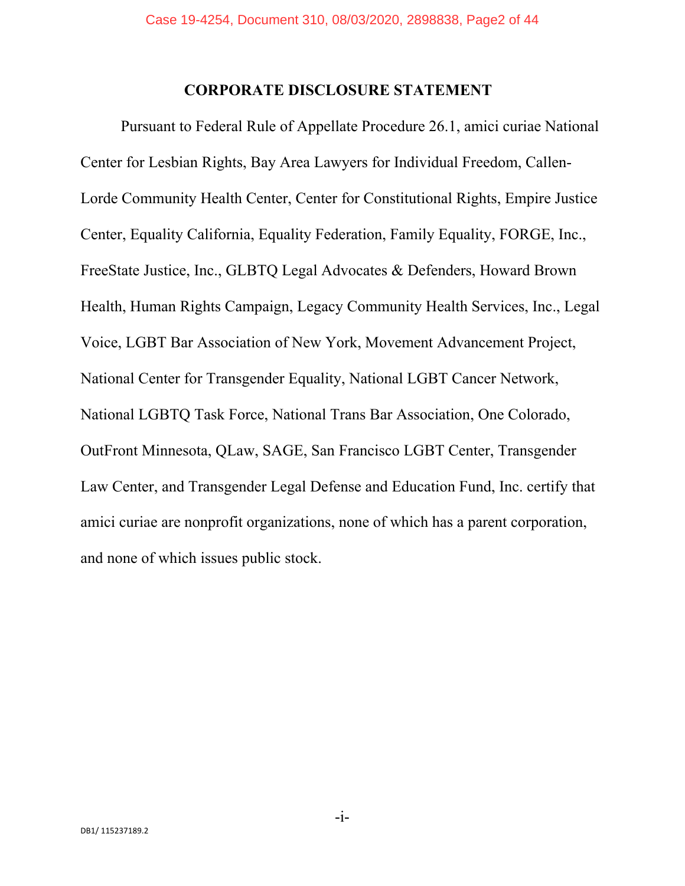## CORPORATE DISCLOSURE STATEMENT

Pursuant to Federal Rule of Appellate Procedure 26.1, amici curiae National Center for Lesbian Rights, Bay Area Lawyers for Individual Freedom, Callen-Lorde Community Health Center, Center for Constitutional Rights, Empire Justice Center, Equality California, Equality Federation, Family Equality, FORGE, Inc., FreeState Justice, Inc., GLBTQ Legal Advocates & Defenders, Howard Brown Health, Human Rights Campaign, Legacy Community Health Services, Inc., Legal Voice, LGBT Bar Association of New York, Movement Advancement Project, National Center for Transgender Equality, National LGBT Cancer Network, National LGBTQ Task Force, National Trans Bar Association, One Colorado, OutFront Minnesota, QLaw, SAGE, San Francisco LGBT Center, Transgender Law Center, and Transgender Legal Defense and Education Fund, Inc. certify that amici curiae are nonprofit organizations, none of which has a parent corporation, and none of which issues public stock.

DB1/ 115237189.2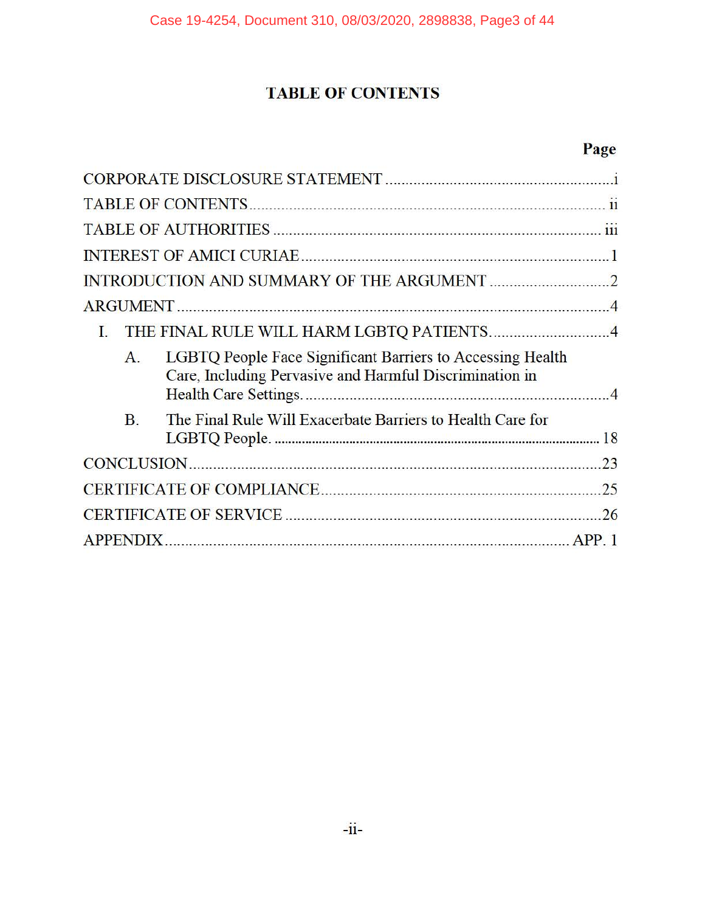# TABLE OF CONTENTS

| | Page |
|---|---|
| CORPORATE DISCLOSURE STATEMENT | i |
| TABLE OF CONTENTS | ii |
| TABLE OF AUTHORITIES | iii |
| INTEREST OF AMICI CURIAE | 1 |
| INTRODUCTION AND SUMMARY OF THE ARGUMENT | 2 |
| ARGUMENT | 4 |
| I. THE FINAL RULE WILL HARM LGBTQ PATIENTS. | 4 |
| A. LGBTQ People Face Significant Barriers to Accessing Health Care, Including Pervasive and Harmful Discrimination in Health Care Settings. | 4 |
| B. The Final Rule Will Exacerbate Barriers to Health Care for LGBTQ People. | 18 |
| CONCLUSION | 23 |
| CERTIFICATE OF COMPLIANCE | 25 |
| CERTIFICATE OF SERVICE | 26 |
| APPENDIX | APP. 1 |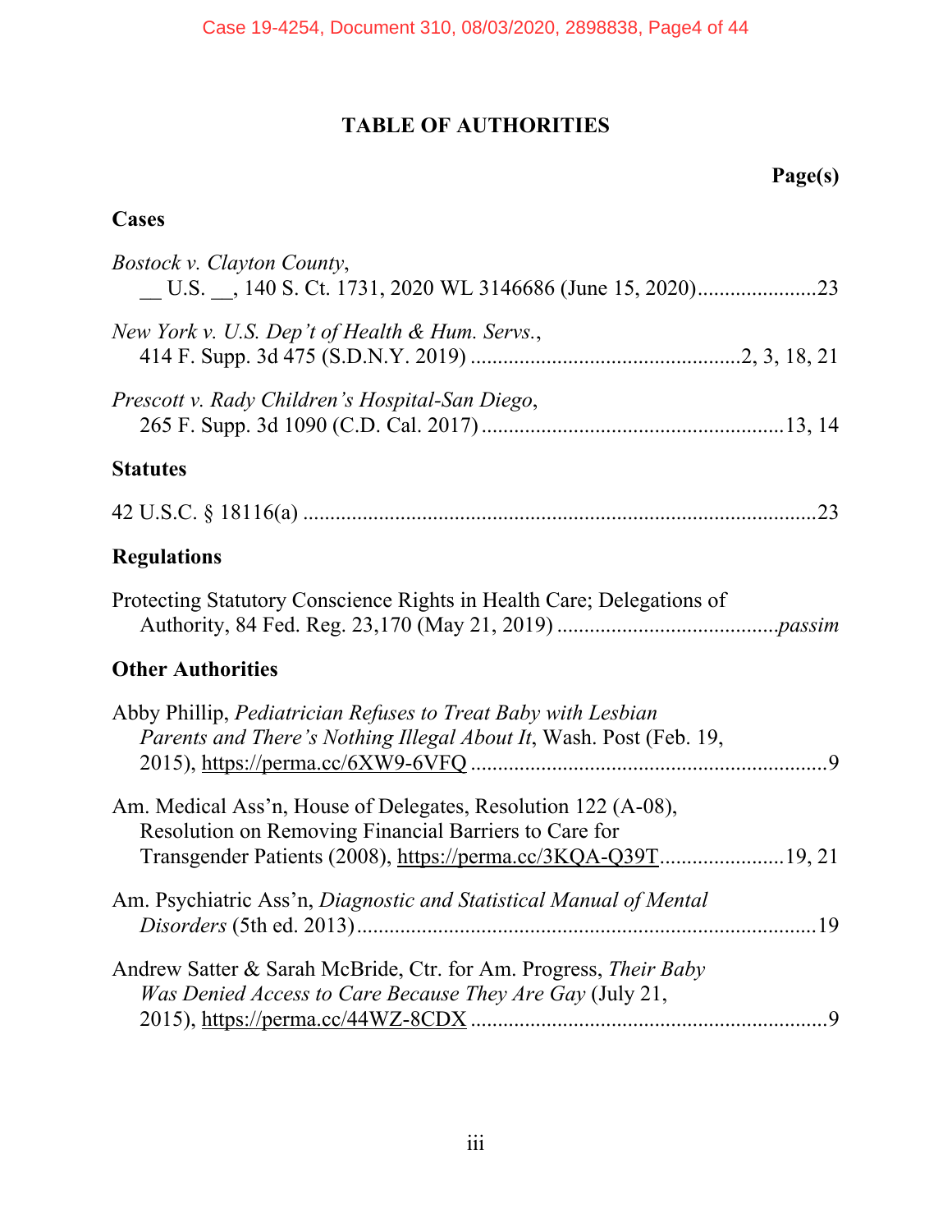# TABLE OF AUTHORITIES

**Page(s)**

## Cases

*Bostock v. Clayton County*,
\_\_ U.S. \_\_, 140 S. Ct. 1731, 2020 WL 3146686 (June 15, 2020)......................23

*New York v. U.S. Dep't of Health & Hum. Servs.*,
414 F. Supp. 3d 475 (S.D.N.Y. 2019) .................................................2, 3, 18, 21

*Prescott v. Rady Children's Hospital-San Diego*,
265 F. Supp. 3d 1090 (C.D. Cal. 2017) .......................................................13, 14

## Statutes

42 U.S.C. § 18116(a) ...............................................................................................23

## Regulations

Protecting Statutory Conscience Rights in Health Care; Delegations of Authority, 84 Fed. Reg. 23,170 (May 21, 2019) ........................................*passim*

## Other Authorities

Abby Phillip, *Pediatrician Refuses to Treat Baby with Lesbian Parents and There's Nothing Illegal About It*, Wash. Post (Feb. 19, 2015), https://perma.cc/6XW9-6VFQ .................................................................9

Am. Medical Ass'n, House of Delegates, Resolution 122 (A-08), Resolution on Removing Financial Barriers to Care for Transgender Patients (2008), https://perma.cc/3KQA-Q39T.......................19, 21

Am. Psychiatric Ass'n, *Diagnostic and Statistical Manual of Mental Disorders* (5th ed. 2013).....................................................................................19

Andrew Satter & Sarah McBride, Ctr. for Am. Progress, *Their Baby Was Denied Access to Care Because They Are Gay* (July 21, 2015), https://perma.cc/44WZ-8CDX .................................................................9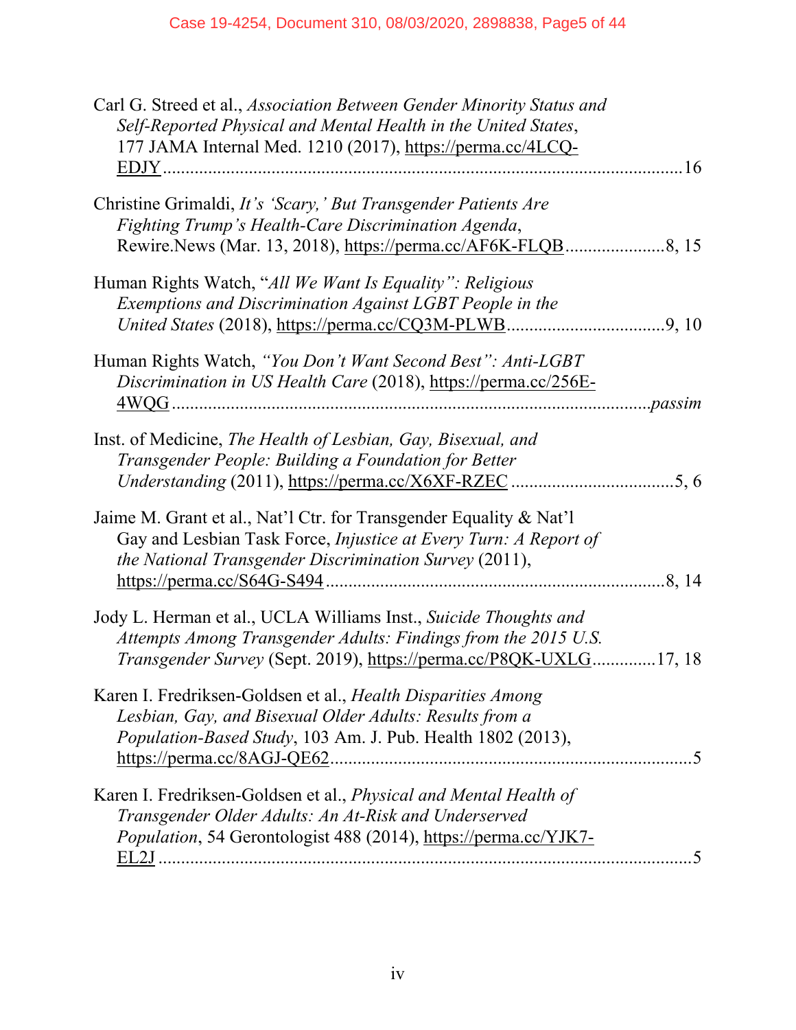Carl G. Streed et al., *Association Between Gender Minority Status and Self-Reported Physical and Mental Health in the United States*, 177 JAMA Internal Med. 1210 (2017), https://perma.cc/4LCQ-EDJY ........................................................................................................16

Christine Grimaldi, *It's 'Scary,' But Transgender Patients Are Fighting Trump's Health-Care Discrimination Agenda*, Rewire.News (Mar. 13, 2018), https://perma.cc/AF6K-FLQB......................8, 15

Human Rights Watch, *"All We Want Is Equality": Religious Exemptions and Discrimination Against LGBT People in the United States* (2018), https://perma.cc/CQ3M-PLWB..................................9, 10

Human Rights Watch, *"You Don't Want Second Best": Anti-LGBT Discrimination in US Health Care* (2018), https://perma.cc/256E-4WQG ........................................................................................................*passim*

Inst. of Medicine, *The Health of Lesbian, Gay, Bisexual, and Transgender People: Building a Foundation for Better Understanding* (2011), https://perma.cc/X6XF-RZEC ...................................5, 6

Jaime M. Grant et al., Nat'l Ctr. for Transgender Equality & Nat'l Gay and Lesbian Task Force, *Injustice at Every Turn: A Report of the National Transgender Discrimination Survey* (2011), https://perma.cc/S64G-S494 ..........................................................................8, 14

Jody L. Herman et al., UCLA Williams Inst., *Suicide Thoughts and Attempts Among Transgender Adults: Findings from the 2015 U.S. Transgender Survey* (Sept. 2019), https://perma.cc/P8QK-UXLG.............17, 18

Karen I. Fredriksen-Goldsen et al., *Health Disparities Among Lesbian, Gay, and Bisexual Older Adults: Results from a Population-Based Study*, 103 Am. J. Pub. Health 1802 (2013), https://perma.cc/8AGJ-QE62.............................................................................5

Karen I. Fredriksen-Goldsen et al., *Physical and Mental Health of Transgender Older Adults: An At-Risk and Underserved Population*, 54 Gerontologist 488 (2014), https://perma.cc/YJK7-EL2J ........................................................................................................5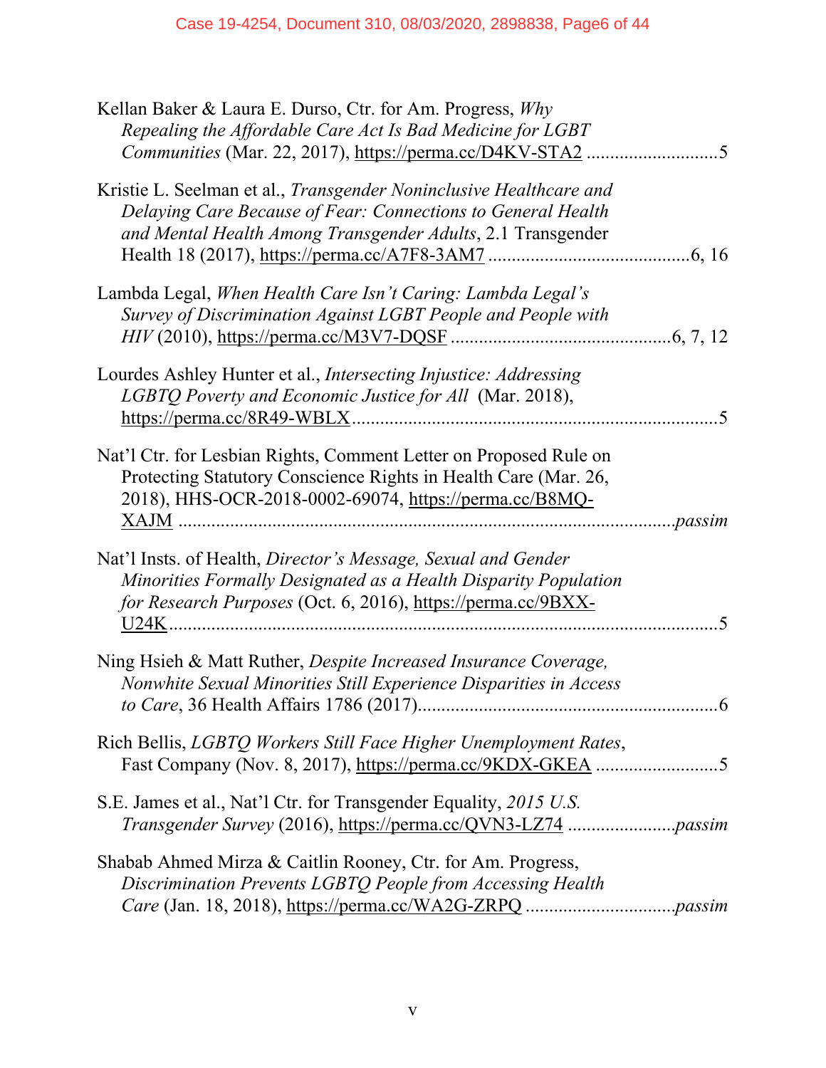Kellan Baker & Laura E. Durso, Ctr. for Am. Progress, *Why Repealing the Affordable Care Act Is Bad Medicine for LGBT Communities* (Mar. 22, 2017), https://perma.cc/D4KV-STA2 ............................5

Kristie L. Seelman et al., *Transgender Noninclusive Healthcare and Delaying Care Because of Fear: Connections to General Health and Mental Health Among Transgender Adults*, 2.1 Transgender Health 18 (2017), https://perma.cc/A7F8-3AM7 ..........................................6, 16

Lambda Legal, *When Health Care Isn't Caring: Lambda Legal's Survey of Discrimination Against LGBT People and People with HIV* (2010), https://perma.cc/M3V7-DQSF ..............................................6, 7, 12

Lourdes Ashley Hunter et al., *Intersecting Injustice: Addressing LGBTQ Poverty and Economic Justice for All* (Mar. 2018), https://perma.cc/8R49-WBLX.............................................................................5

Nat'l Ctr. for Lesbian Rights, Comment Letter on Proposed Rule on Protecting Statutory Conscience Rights in Health Care (Mar. 26, 2018), HHS-OCR-2018-0002-69074, https://perma.cc/B8MQ-XAJM ..........................................................................................................*passim*

Nat'l Insts. of Health, *Director's Message, Sexual and Gender Minorities Formally Designated as a Health Disparity Population for Research Purposes* (Oct. 6, 2016), https://perma.cc/9BXX-U24K......................................................................................................5

Ning Hsieh & Matt Ruther, *Despite Increased Insurance Coverage, Nonwhite Sexual Minorities Still Experience Disparities in Access to Care*, 36 Health Affairs 1786 (2017)...............................................................6

Rich Bellis, *LGBTQ Workers Still Face Higher Unemployment Rates*, Fast Company (Nov. 8, 2017), https://perma.cc/9KDX-GKEA .........................5

S.E. James et al., Nat'l Ctr. for Transgender Equality, *2015 U.S. Transgender Survey* (2016), https://perma.cc/QVN3-LZ74 ......................*passim*

Shabab Ahmed Mirza & Caitlin Rooney, Ctr. for Am. Progress, *Discrimination Prevents LGBTQ People from Accessing Health Care* (Jan. 18, 2018), https://perma.cc/WA2G-ZRPQ ...............................*passim*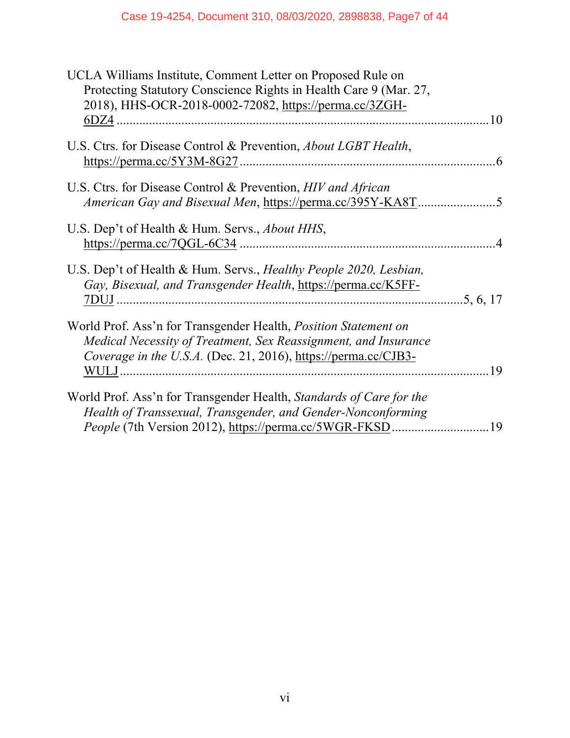UCLA Williams Institute, Comment Letter on Proposed Rule on Protecting Statutory Conscience Rights in Health Care 9 (Mar. 27, 2018), HHS-OCR-2018-0002-72082, https://perma.cc/3ZGH-6DZ4 ....................................................................................................10

U.S. Ctrs. for Disease Control & Prevention, *About LGBT Health*, https://perma.cc/5Y3M-8G27 ..............................................................................6

U.S. Ctrs. for Disease Control & Prevention, *HIV and African American Gay and Bisexual Men*, https://perma.cc/395Y-KA8T........................5

U.S. Dep't of Health & Hum. Servs., *About HHS*, https://perma.cc/7QGL-6C34 ..............................................................................4

U.S. Dep't of Health & Hum. Servs., *Healthy People 2020, Lesbian, Gay, Bisexual, and Transgender Health*, https://perma.cc/K5FF-7DUJ ..........................................................................................5, 6, 17

World Prof. Ass'n for Transgender Health, *Position Statement on Medical Necessity of Treatment, Sex Reassignment, and Insurance Coverage in the U.S.A.* (Dec. 21, 2016), https://perma.cc/CJB3-WULJ....................................................................................................19

World Prof. Ass'n for Transgender Health, *Standards of Care for the Health of Transsexual, Transgender, and Gender-Nonconforming People* (7th Version 2012), https://perma.cc/5WGR-FKSD..............................19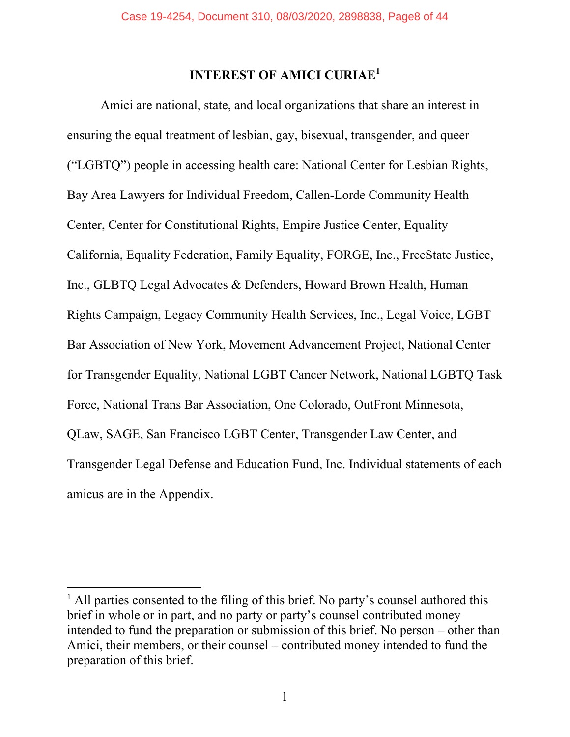# INTEREST OF AMICI CURIAE[1]

Amici are national, state, and local organizations that share an interest in ensuring the equal treatment of lesbian, gay, bisexual, transgender, and queer ("LGBTQ") people in accessing health care: National Center for Lesbian Rights, Bay Area Lawyers for Individual Freedom, Callen-Lorde Community Health Center, Center for Constitutional Rights, Empire Justice Center, Equality California, Equality Federation, Family Equality, FORGE, Inc., FreeState Justice, Inc., GLBTQ Legal Advocates & Defenders, Howard Brown Health, Human Rights Campaign, Legacy Community Health Services, Inc., Legal Voice, LGBT Bar Association of New York, Movement Advancement Project, National Center for Transgender Equality, National LGBT Cancer Network, National LGBTQ Task Force, National Trans Bar Association, One Colorado, OutFront Minnesota, QLaw, SAGE, San Francisco LGBT Center, Transgender Law Center, and Transgender Legal Defense and Education Fund, Inc. Individual statements of each amicus are in the Appendix.

[1] All parties consented to the filing of this brief. No party's counsel authored this brief in whole or in part, and no party or party's counsel contributed money intended to fund the preparation or submission of this brief. No person – other than Amici, their members, or their counsel – contributed money intended to fund the preparation of this brief.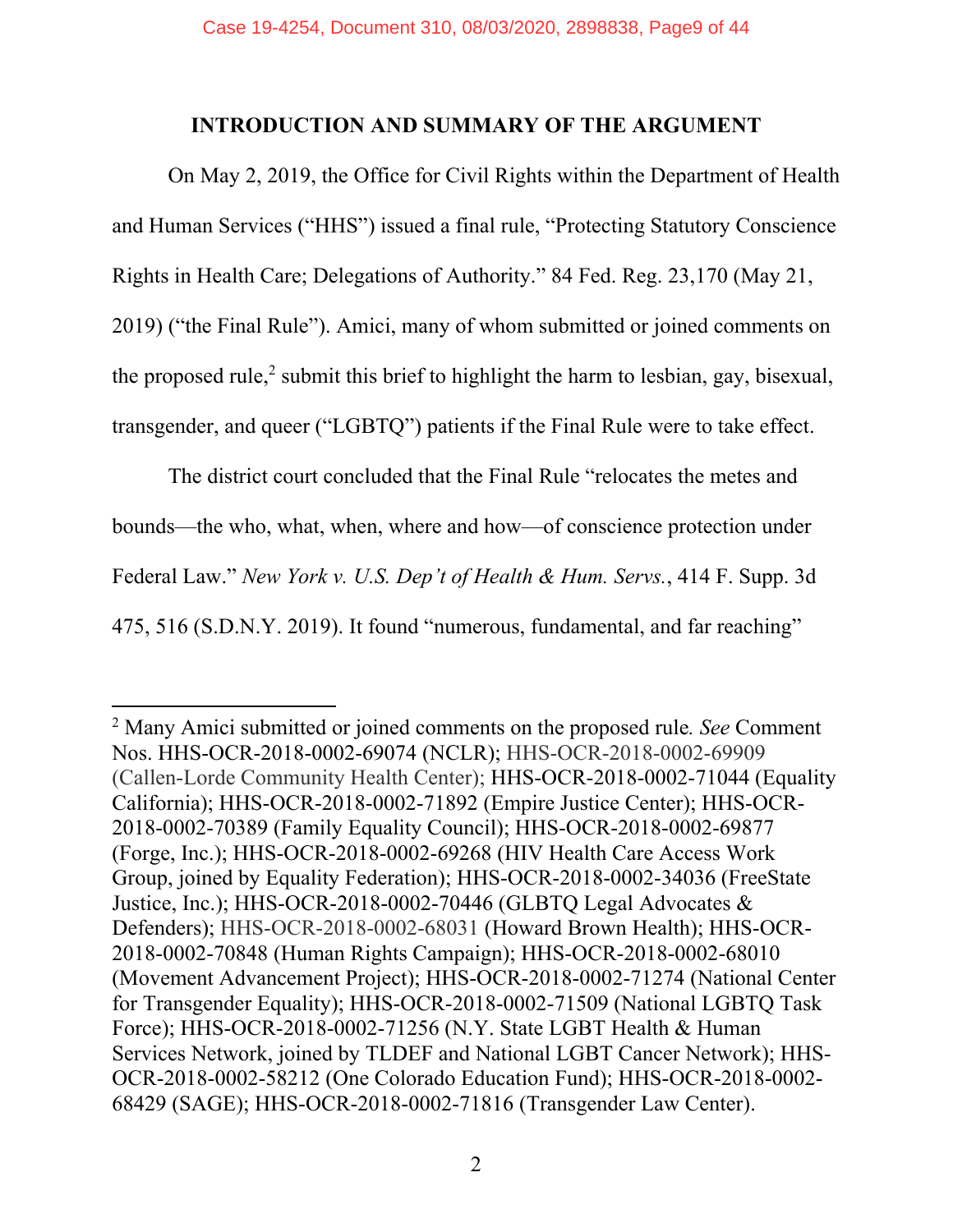## INTRODUCTION AND SUMMARY OF THE ARGUMENT

On May 2, 2019, the Office for Civil Rights within the Department of Health and Human Services ("HHS") issued a final rule, "Protecting Statutory Conscience Rights in Health Care; Delegations of Authority." 84 Fed. Reg. 23,170 (May 21, 2019) ("the Final Rule"). Amici, many of whom submitted or joined comments on the proposed rule,[2] submit this brief to highlight the harm to lesbian, gay, bisexual, transgender, and queer ("LGBTQ") patients if the Final Rule were to take effect.

The district court concluded that the Final Rule "relocates the metes and bounds—the who, what, when, where and how—of conscience protection under Federal Law." *New York v. U.S. Dep't of Health & Hum. Servs.*, 414 F. Supp. 3d 475, 516 (S.D.N.Y. 2019). It found "numerous, fundamental, and far reaching"

---

[2] Many Amici submitted or joined comments on the proposed rule. *See* Comment Nos. HHS-OCR-2018-0002-69074 (NCLR); HHS-OCR-2018-0002-69909 (Callen-Lorde Community Health Center); HHS-OCR-2018-0002-71044 (Equality California); HHS-OCR-2018-0002-71892 (Empire Justice Center); HHS-OCR-2018-0002-70389 (Family Equality Council); HHS-OCR-2018-0002-69877 (Forge, Inc.); HHS-OCR-2018-0002-69268 (HIV Health Care Access Work Group, joined by Equality Federation); HHS-OCR-2018-0002-34036 (FreeState Justice, Inc.); HHS-OCR-2018-0002-70446 (GLBTQ Legal Advocates & Defenders); HHS-OCR-2018-0002-68031 (Howard Brown Health); HHS-OCR-2018-0002-70848 (Human Rights Campaign); HHS-OCR-2018-0002-68010 (Movement Advancement Project); HHS-OCR-2018-0002-71274 (National Center for Transgender Equality); HHS-OCR-2018-0002-71509 (National LGBTQ Task Force); HHS-OCR-2018-0002-71256 (N.Y. State LGBT Health & Human Services Network, joined by TLDEF and National LGBT Cancer Network); HHS-OCR-2018-0002-58212 (One Colorado Education Fund); HHS-OCR-2018-0002-68429 (SAGE); HHS-OCR-2018-0002-71816 (Transgender Law Center).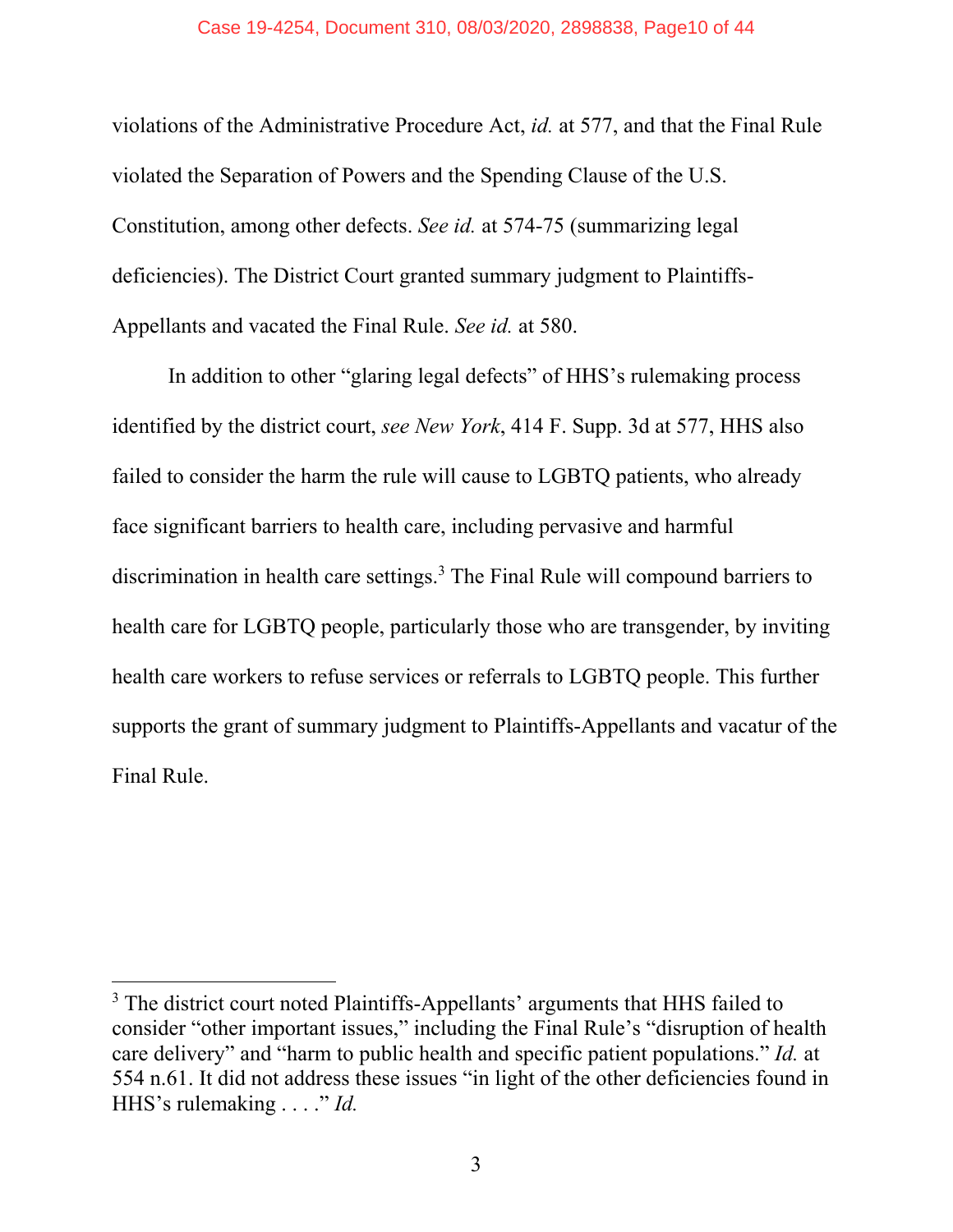violations of the Administrative Procedure Act, *id.* at 577, and that the Final Rule violated the Separation of Powers and the Spending Clause of the U.S. Constitution, among other defects. *See id.* at 574-75 (summarizing legal deficiencies). The District Court granted summary judgment to Plaintiffs-Appellants and vacated the Final Rule. *See id.* at 580.

In addition to other "glaring legal defects" of HHS's rulemaking process identified by the district court, *see New York*, 414 F. Supp. 3d at 577, HHS also failed to consider the harm the rule will cause to LGBTQ patients, who already face significant barriers to health care, including pervasive and harmful discrimination in health care settings.[3] The Final Rule will compound barriers to health care for LGBTQ people, particularly those who are transgender, by inviting health care workers to refuse services or referrals to LGBTQ people. This further supports the grant of summary judgment to Plaintiffs-Appellants and vacatur of the Final Rule.

---

[3] The district court noted Plaintiffs-Appellants' arguments that HHS failed to consider "other important issues," including the Final Rule's "disruption of health care delivery" and "harm to public health and specific patient populations." *Id.* at 554 n.61. It did not address these issues "in light of the other deficiencies found in HHS's rulemaking . . . ." *Id.*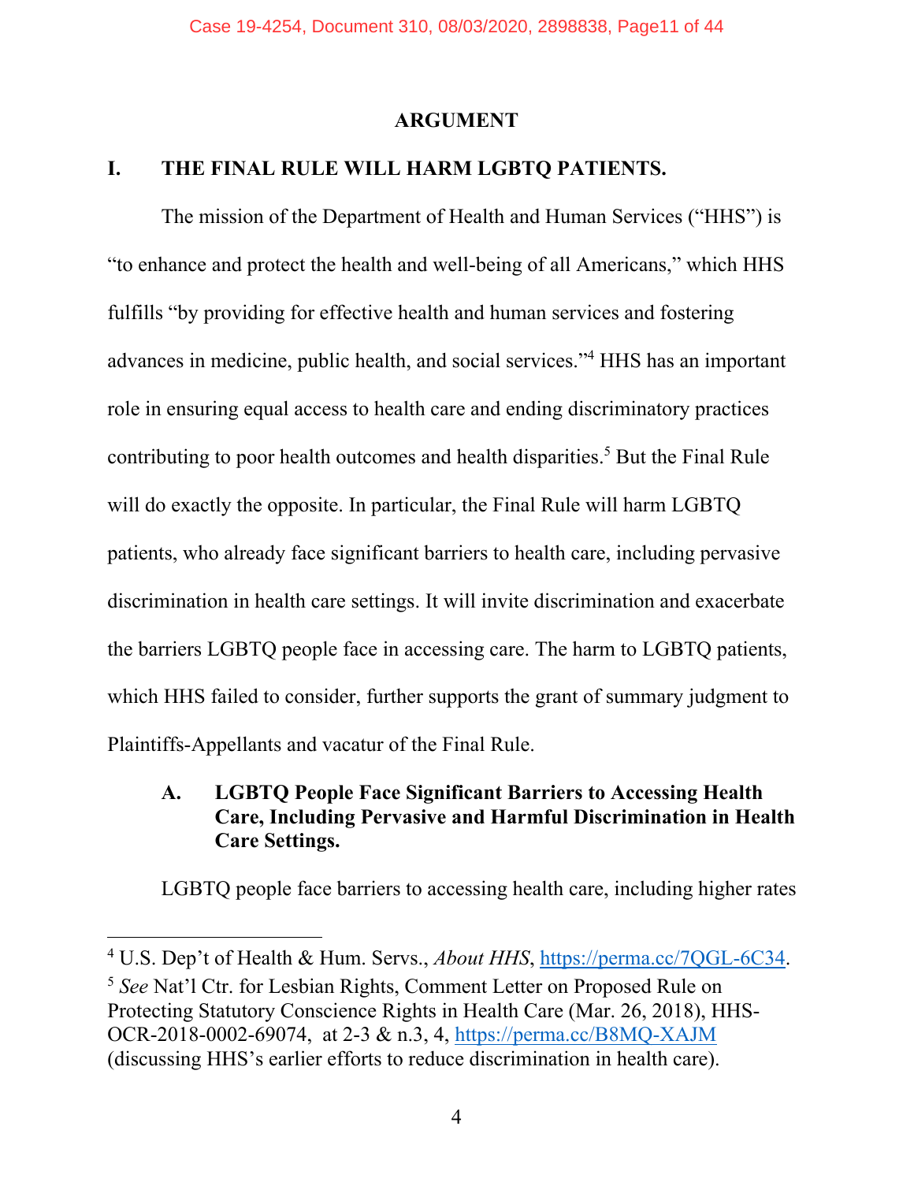# ARGUMENT

## I. THE FINAL RULE WILL HARM LGBTQ PATIENTS.

The mission of the Department of Health and Human Services ("HHS") is "to enhance and protect the health and well-being of all Americans," which HHS fulfills "by providing for effective health and human services and fostering advances in medicine, public health, and social services."[4] HHS has an important role in ensuring equal access to health care and ending discriminatory practices contributing to poor health outcomes and health disparities.[5] But the Final Rule will do exactly the opposite. In particular, the Final Rule will harm LGBTQ patients, who already face significant barriers to health care, including pervasive discrimination in health care settings. It will invite discrimination and exacerbate the barriers LGBTQ people face in accessing care. The harm to LGBTQ patients, which HHS failed to consider, further supports the grant of summary judgment to Plaintiffs-Appellants and vacatur of the Final Rule.

### A. LGBTQ People Face Significant Barriers to Accessing Health Care, Including Pervasive and Harmful Discrimination in Health Care Settings.

LGBTQ people face barriers to accessing health care, including higher rates

---

[4] U.S. Dep't of Health & Hum. Servs., *About HHS*, https://perma.cc/7QGL-6C34.

[5] *See* Nat'l Ctr. for Lesbian Rights, Comment Letter on Proposed Rule on Protecting Statutory Conscience Rights in Health Care (Mar. 26, 2018), HHS-OCR-2018-0002-69074, at 2-3 & n.3, 4, https://perma.cc/B8MQ-XAJM (discussing HHS's earlier efforts to reduce discrimination in health care).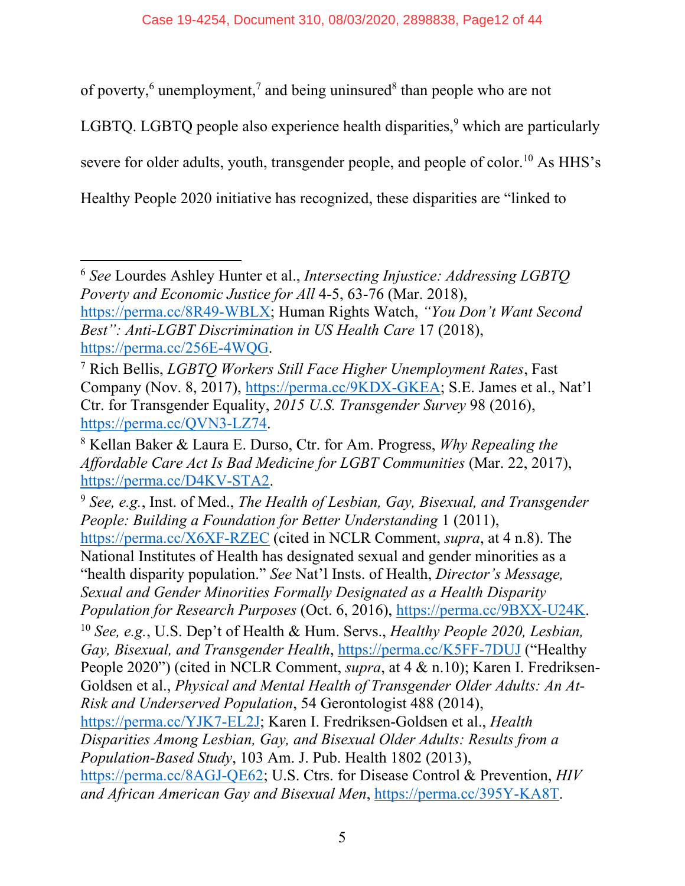of poverty,[6] unemployment,[7] and being uninsured[8] than people who are not LGBTQ. LGBTQ people also experience health disparities,[9] which are particularly severe for older adults, youth, transgender people, and people of color.[10] As HHS's Healthy People 2020 initiative has recognized, these disparities are "linked to

---

[6] *See* Lourdes Ashley Hunter et al., *Intersecting Injustice: Addressing LGBTQ Poverty and Economic Justice for All* 4-5, 63-76 (Mar. 2018), https://perma.cc/8R49-WBLX; Human Rights Watch, *"You Don't Want Second Best": Anti-LGBT Discrimination in US Health Care* 17 (2018), https://perma.cc/256E-4WQG.

[7] Rich Bellis, *LGBTQ Workers Still Face Higher Unemployment Rates*, Fast Company (Nov. 8, 2017), https://perma.cc/9KDX-GKEA; S.E. James et al., Nat'l Ctr. for Transgender Equality, *2015 U.S. Transgender Survey* 98 (2016), https://perma.cc/QVN3-LZ74.

[8] Kellan Baker & Laura E. Durso, Ctr. for Am. Progress, *Why Repealing the Affordable Care Act Is Bad Medicine for LGBT Communities* (Mar. 22, 2017), https://perma.cc/D4KV-STA2.

[9] *See, e.g.*, Inst. of Med., *The Health of Lesbian, Gay, Bisexual, and Transgender People: Building a Foundation for Better Understanding* 1 (2011), https://perma.cc/X6XF-RZEC (cited in NCLR Comment, *supra*, at 4 n.8). The National Institutes of Health has designated sexual and gender minorities as a "health disparity population." *See* Nat'l Insts. of Health, *Director's Message, Sexual and Gender Minorities Formally Designated as a Health Disparity Population for Research Purposes* (Oct. 6, 2016), https://perma.cc/9BXX-U24K.

[10] *See, e.g.*, U.S. Dep't of Health & Hum. Servs., *Healthy People 2020, Lesbian, Gay, Bisexual, and Transgender Health*, https://perma.cc/K5FF-7DUJ ("Healthy People 2020") (cited in NCLR Comment, *supra*, at 4 & n.10); Karen I. Fredriksen-Goldsen et al., *Physical and Mental Health of Transgender Older Adults: An At-Risk and Underserved Population*, 54 Gerontologist 488 (2014), https://perma.cc/YJK7-EL2J; Karen I. Fredriksen-Goldsen et al., *Health Disparities Among Lesbian, Gay, and Bisexual Older Adults: Results from a Population-Based Study*, 103 Am. J. Pub. Health 1802 (2013), https://perma.cc/8AGJ-QE62; U.S. Ctrs. for Disease Control & Prevention, *HIV and African American Gay and Bisexual Men*, https://perma.cc/395Y-KA8T.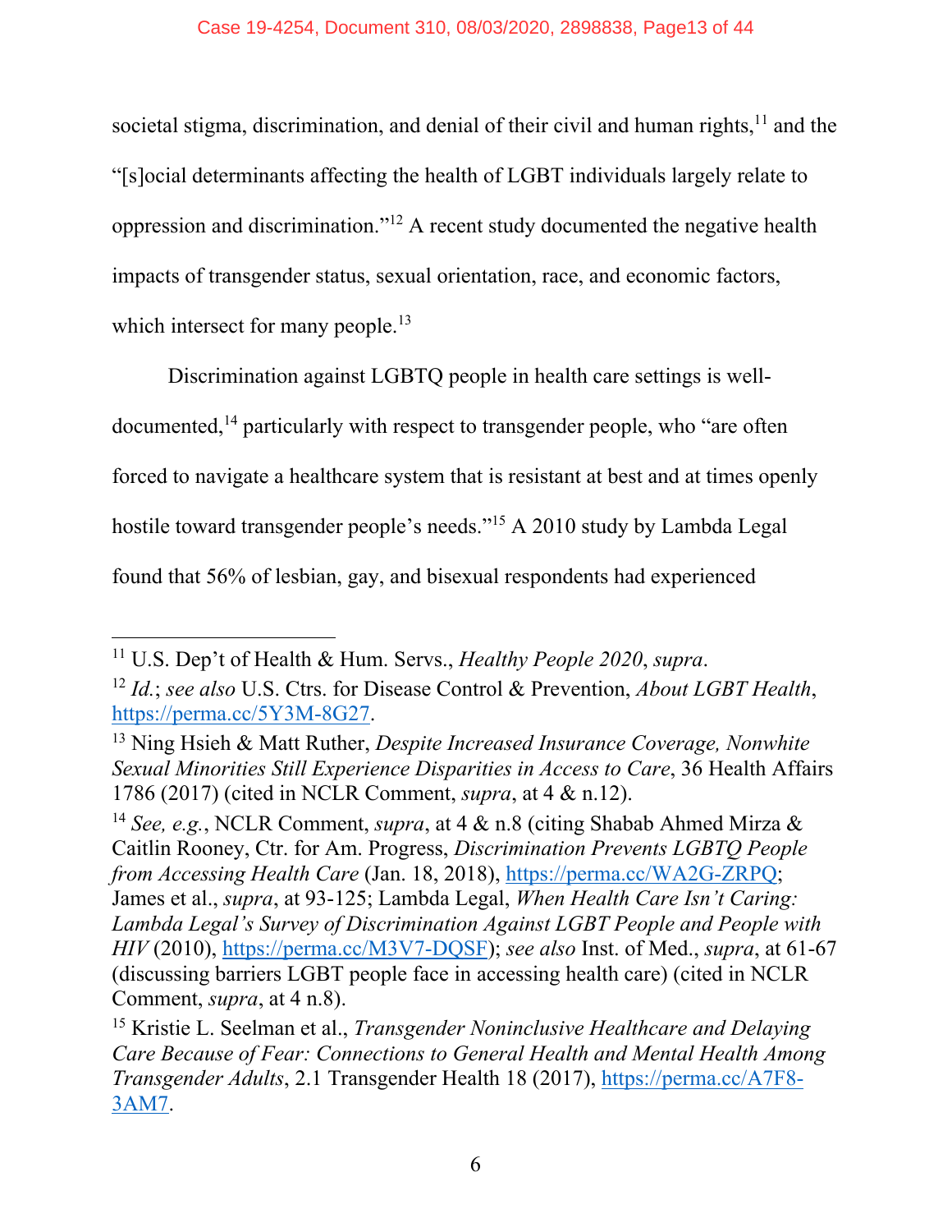societal stigma, discrimination, and denial of their civil and human rights,[11] and the "[s]ocial determinants affecting the health of LGBT individuals largely relate to oppression and discrimination."[12] A recent study documented the negative health impacts of transgender status, sexual orientation, race, and economic factors, which intersect for many people.[13]

Discrimination against LGBTQ people in health care settings is well-documented,[14] particularly with respect to transgender people, who "are often forced to navigate a healthcare system that is resistant at best and at times openly hostile toward transgender people's needs."[15] A 2010 study by Lambda Legal found that 56% of lesbian, gay, and bisexual respondents had experienced

---

[11] U.S. Dep't of Health & Hum. Servs., *Healthy People 2020*, *supra*.

[12] *Id.*; *see also* U.S. Ctrs. for Disease Control & Prevention, *About LGBT Health*, https://perma.cc/5Y3M-8G27.

[13] Ning Hsieh & Matt Ruther, *Despite Increased Insurance Coverage, Nonwhite Sexual Minorities Still Experience Disparities in Access to Care*, 36 Health Affairs 1786 (2017) (cited in NCLR Comment, *supra*, at 4 & n.12).

[14] *See, e.g.*, NCLR Comment, *supra*, at 4 & n.8 (citing Shabab Ahmed Mirza & Caitlin Rooney, Ctr. for Am. Progress, *Discrimination Prevents LGBTQ People from Accessing Health Care* (Jan. 18, 2018), https://perma.cc/WA2G-ZRPQ; James et al., *supra*, at 93-125; Lambda Legal, *When Health Care Isn't Caring: Lambda Legal's Survey of Discrimination Against LGBT People and People with HIV* (2010), https://perma.cc/M3V7-DQSF); *see also* Inst. of Med., *supra*, at 61-67 (discussing barriers LGBT people face in accessing health care) (cited in NCLR Comment, *supra*, at 4 n.8).

[15] Kristie L. Seelman et al., *Transgender Noninclusive Healthcare and Delaying Care Because of Fear: Connections to General Health and Mental Health Among Transgender Adults*, 2.1 Transgender Health 18 (2017), https://perma.cc/A7F8-3AM7.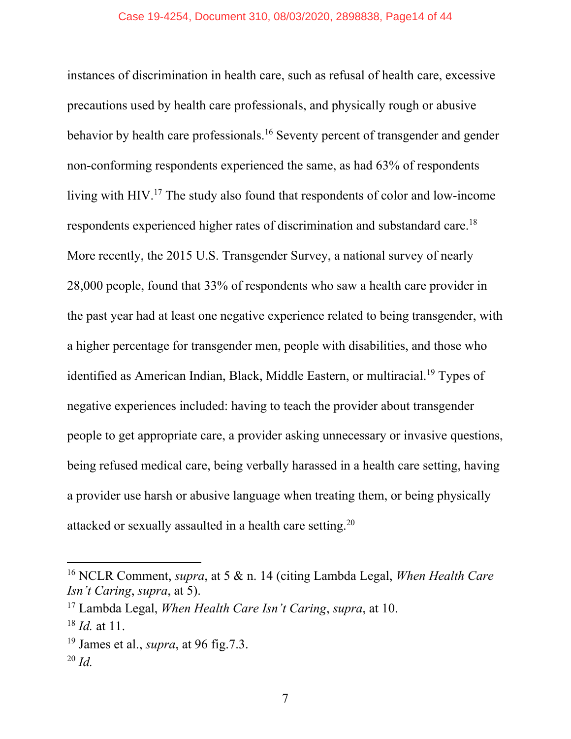instances of discrimination in health care, such as refusal of health care, excessive precautions used by health care professionals, and physically rough or abusive behavior by health care professionals.[16] Seventy percent of transgender and gender non-conforming respondents experienced the same, as had 63% of respondents living with HIV.[17] The study also found that respondents of color and low-income respondents experienced higher rates of discrimination and substandard care.[18] More recently, the 2015 U.S. Transgender Survey, a national survey of nearly 28,000 people, found that 33% of respondents who saw a health care provider in the past year had at least one negative experience related to being transgender, with a higher percentage for transgender men, people with disabilities, and those who identified as American Indian, Black, Middle Eastern, or multiracial.[19] Types of negative experiences included: having to teach the provider about transgender people to get appropriate care, a provider asking unnecessary or invasive questions, being refused medical care, being verbally harassed in a health care setting, having a provider use harsh or abusive language when treating them, or being physically attacked or sexually assaulted in a health care setting.[20]

---

[16] NCLR Comment, *supra*, at 5 & n. 14 (citing Lambda Legal, *When Health Care Isn't Caring*, *supra*, at 5).

[17] Lambda Legal, *When Health Care Isn't Caring*, *supra*, at 10.

[18] *Id.* at 11.

[19] James et al., *supra*, at 96 fig.7.3.

[20] *Id.*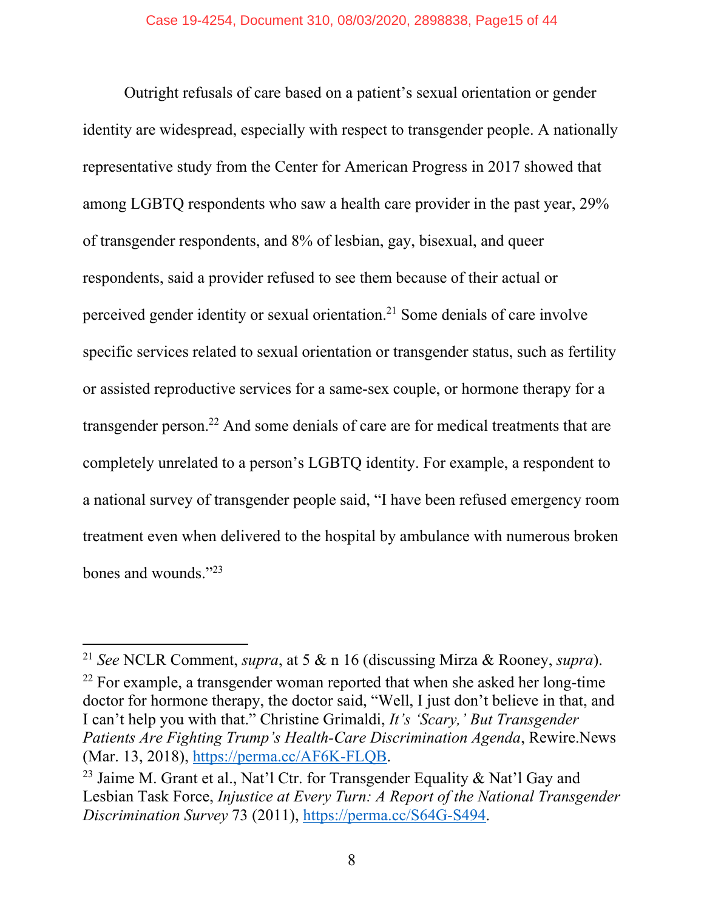Outright refusals of care based on a patient's sexual orientation or gender identity are widespread, especially with respect to transgender people. A nationally representative study from the Center for American Progress in 2017 showed that among LGBTQ respondents who saw a health care provider in the past year, 29% of transgender respondents, and 8% of lesbian, gay, bisexual, and queer respondents, said a provider refused to see them because of their actual or perceived gender identity or sexual orientation.[21] Some denials of care involve specific services related to sexual orientation or transgender status, such as fertility or assisted reproductive services for a same-sex couple, or hormone therapy for a transgender person.[22] And some denials of care are for medical treatments that are completely unrelated to a person's LGBTQ identity. For example, a respondent to a national survey of transgender people said, "I have been refused emergency room treatment even when delivered to the hospital by ambulance with numerous broken bones and wounds."[23]

---

[21] *See* NCLR Comment, *supra*, at 5 & n 16 (discussing Mirza & Rooney, *supra*).

[22] For example, a transgender woman reported that when she asked her long-time doctor for hormone therapy, the doctor said, "Well, I just don't believe in that, and I can't help you with that." Christine Grimaldi, *It's 'Scary,' But Transgender Patients Are Fighting Trump's Health-Care Discrimination Agenda*, Rewire.News (Mar. 13, 2018), https://perma.cc/AF6K-FLQB.

[23] Jaime M. Grant et al., Nat'l Ctr. for Transgender Equality & Nat'l Gay and Lesbian Task Force, *Injustice at Every Turn: A Report of the National Transgender Discrimination Survey* 73 (2011), https://perma.cc/S64G-S494.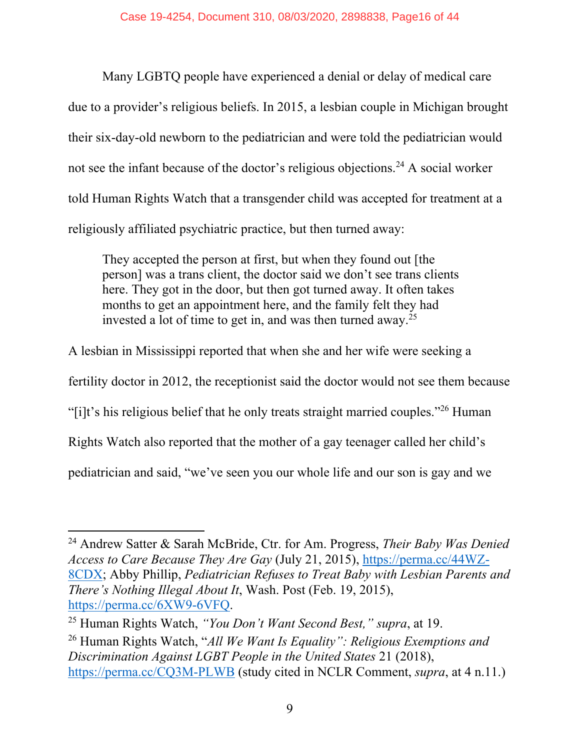Many LGBTQ people have experienced a denial or delay of medical care due to a provider's religious beliefs. In 2015, a lesbian couple in Michigan brought their six-day-old newborn to the pediatrician and were told the pediatrician would not see the infant because of the doctor's religious objections.[24] A social worker told Human Rights Watch that a transgender child was accepted for treatment at a religiously affiliated psychiatric practice, but then turned away:

> They accepted the person at first, but when they found out [the person] was a trans client, the doctor said we don't see trans clients here. They got in the door, but then got turned away. It often takes months to get an appointment here, and the family felt they had invested a lot of time to get in, and was then turned away.[25]

A lesbian in Mississippi reported that when she and her wife were seeking a fertility doctor in 2012, the receptionist said the doctor would not see them because "[i]t's his religious belief that he only treats straight married couples."[26] Human Rights Watch also reported that the mother of a gay teenager called her child's pediatrician and said, "we've seen you our whole life and our son is gay and we

---

[24] Andrew Satter & Sarah McBride, Ctr. for Am. Progress, *Their Baby Was Denied Access to Care Because They Are Gay* (July 21, 2015), https://perma.cc/44WZ-8CDX; Abby Phillip, *Pediatrician Refuses to Treat Baby with Lesbian Parents and There's Nothing Illegal About It*, Wash. Post (Feb. 19, 2015), https://perma.cc/6XW9-6VFQ.

[25] Human Rights Watch, *"You Don't Want Second Best," supra*, at 19.

[26] Human Rights Watch, "*All We Want Is Equality": Religious Exemptions and Discrimination Against LGBT People in the United States* 21 (2018), https://perma.cc/CQ3M-PLWB (study cited in NCLR Comment, *supra*, at 4 n.11.)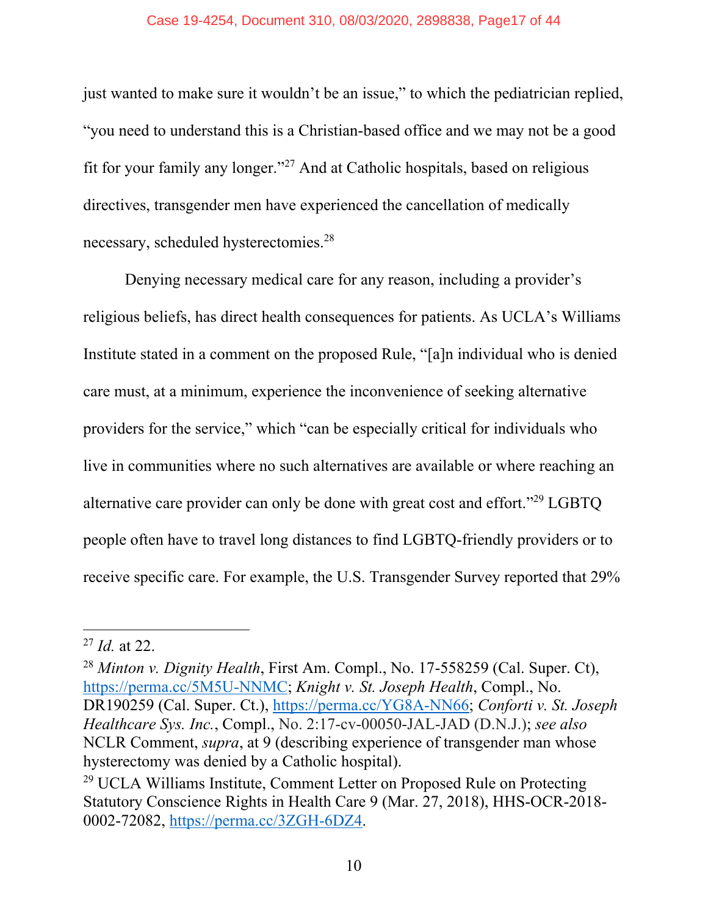just wanted to make sure it wouldn't be an issue," to which the pediatrician replied, "you need to understand this is a Christian-based office and we may not be a good fit for your family any longer."[27] And at Catholic hospitals, based on religious directives, transgender men have experienced the cancellation of medically necessary, scheduled hysterectomies.[28]

Denying necessary medical care for any reason, including a provider's religious beliefs, has direct health consequences for patients. As UCLA's Williams Institute stated in a comment on the proposed Rule, "[a]n individual who is denied care must, at a minimum, experience the inconvenience of seeking alternative providers for the service," which "can be especially critical for individuals who live in communities where no such alternatives are available or where reaching an alternative care provider can only be done with great cost and effort."[29] LGBTQ people often have to travel long distances to find LGBTQ-friendly providers or to receive specific care. For example, the U.S. Transgender Survey reported that 29%

---

[27] *Id.* at 22.

[28] *Minton v. Dignity Health*, First Am. Compl., No. 17-558259 (Cal. Super. Ct), https://perma.cc/5M5U-NNMC; *Knight v. St. Joseph Health*, Compl., No. DR190259 (Cal. Super. Ct.), https://perma.cc/YG8A-NN66; *Conforti v. St. Joseph Healthcare Sys. Inc.*, Compl., No. 2:17-cv-00050-JAL-JAD (D.N.J.); *see also* NCLR Comment, *supra*, at 9 (describing experience of transgender man whose hysterectomy was denied by a Catholic hospital).

[29] UCLA Williams Institute, Comment Letter on Proposed Rule on Protecting Statutory Conscience Rights in Health Care 9 (Mar. 27, 2018), HHS-OCR-2018-0002-72082, https://perma.cc/3ZGH-6DZ4.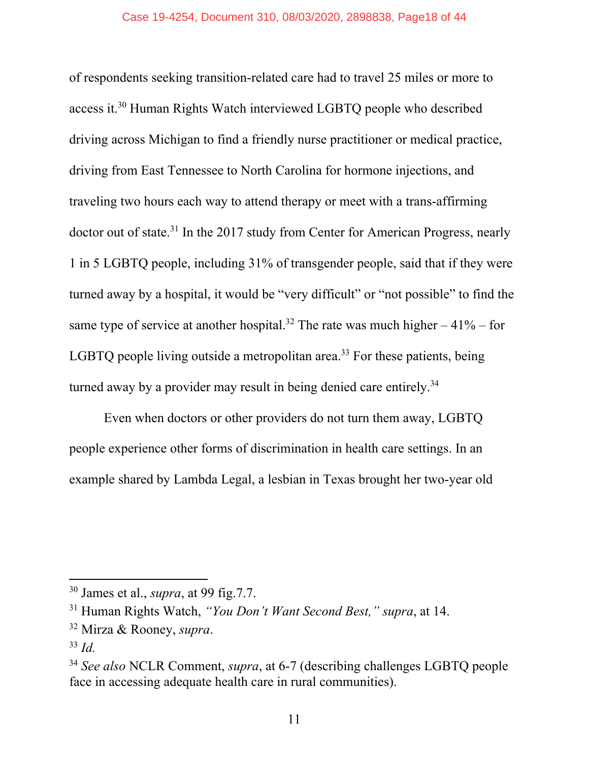of respondents seeking transition-related care had to travel 25 miles or more to access it.[30] Human Rights Watch interviewed LGBTQ people who described driving across Michigan to find a friendly nurse practitioner or medical practice, driving from East Tennessee to North Carolina for hormone injections, and traveling two hours each way to attend therapy or meet with a trans-affirming doctor out of state.[31] In the 2017 study from Center for American Progress, nearly 1 in 5 LGBTQ people, including 31% of transgender people, said that if they were turned away by a hospital, it would be "very difficult" or "not possible" to find the same type of service at another hospital.[32] The rate was much higher – 41% – for LGBTQ people living outside a metropolitan area.[33] For these patients, being turned away by a provider may result in being denied care entirely.[34]

Even when doctors or other providers do not turn them away, LGBTQ people experience other forms of discrimination in health care settings. In an example shared by Lambda Legal, a lesbian in Texas brought her two-year old

---

[30] James et al., *supra*, at 99 fig.7.7.

[31] Human Rights Watch, *"You Don't Want Second Best," supra*, at 14.

[32] Mirza & Rooney, *supra*.

[33] *Id.*

[34] *See also* NCLR Comment, *supra*, at 6-7 (describing challenges LGBTQ people face in accessing adequate health care in rural communities).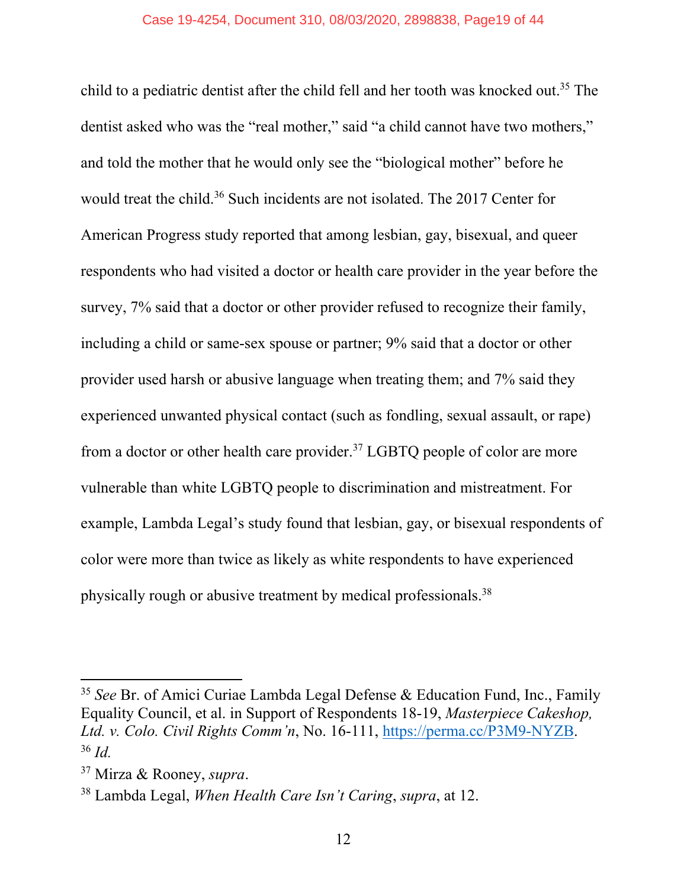child to a pediatric dentist after the child fell and her tooth was knocked out.[35] The dentist asked who was the "real mother," said "a child cannot have two mothers," and told the mother that he would only see the "biological mother" before he would treat the child.[36] Such incidents are not isolated. The 2017 Center for American Progress study reported that among lesbian, gay, bisexual, and queer respondents who had visited a doctor or health care provider in the year before the survey, 7% said that a doctor or other provider refused to recognize their family, including a child or same-sex spouse or partner; 9% said that a doctor or other provider used harsh or abusive language when treating them; and 7% said they experienced unwanted physical contact (such as fondling, sexual assault, or rape) from a doctor or other health care provider.[37] LGBTQ people of color are more vulnerable than white LGBTQ people to discrimination and mistreatment. For example, Lambda Legal's study found that lesbian, gay, or bisexual respondents of color were more than twice as likely as white respondents to have experienced physically rough or abusive treatment by medical professionals.[38]

---

[35] *See* Br. of Amici Curiae Lambda Legal Defense & Education Fund, Inc., Family Equality Council, et al. in Support of Respondents 18-19, *Masterpiece Cakeshop, Ltd. v. Colo. Civil Rights Comm'n*, No. 16-111, https://perma.cc/P3M9-NYZB.

[36] *Id.*

[37] Mirza & Rooney, *supra*.

[38] Lambda Legal, *When Health Care Isn't Caring*, *supra*, at 12.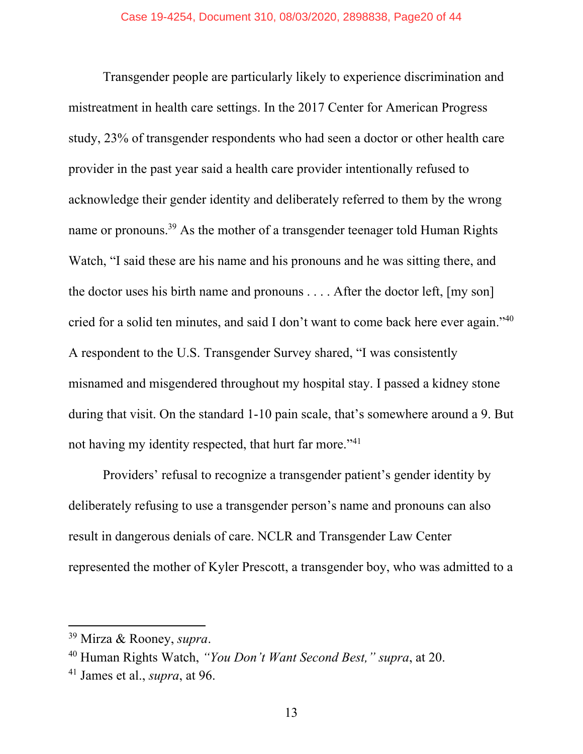Transgender people are particularly likely to experience discrimination and mistreatment in health care settings. In the 2017 Center for American Progress study, 23% of transgender respondents who had seen a doctor or other health care provider in the past year said a health care provider intentionally refused to acknowledge their gender identity and deliberately referred to them by the wrong name or pronouns.[39] As the mother of a transgender teenager told Human Rights Watch, "I said these are his name and his pronouns and he was sitting there, and the doctor uses his birth name and pronouns . . . . After the doctor left, [my son] cried for a solid ten minutes, and said I don't want to come back here ever again."[40] A respondent to the U.S. Transgender Survey shared, "I was consistently misnamed and misgendered throughout my hospital stay. I passed a kidney stone during that visit. On the standard 1-10 pain scale, that's somewhere around a 9. But not having my identity respected, that hurt far more."[41]

Providers' refusal to recognize a transgender patient's gender identity by deliberately refusing to use a transgender person's name and pronouns can also result in dangerous denials of care. NCLR and Transgender Law Center represented the mother of Kyler Prescott, a transgender boy, who was admitted to a

---

[39] Mirza & Rooney, *supra*.

[40] Human Rights Watch, *"You Don't Want Second Best," supra*, at 20.

[41] James et al., *supra*, at 96.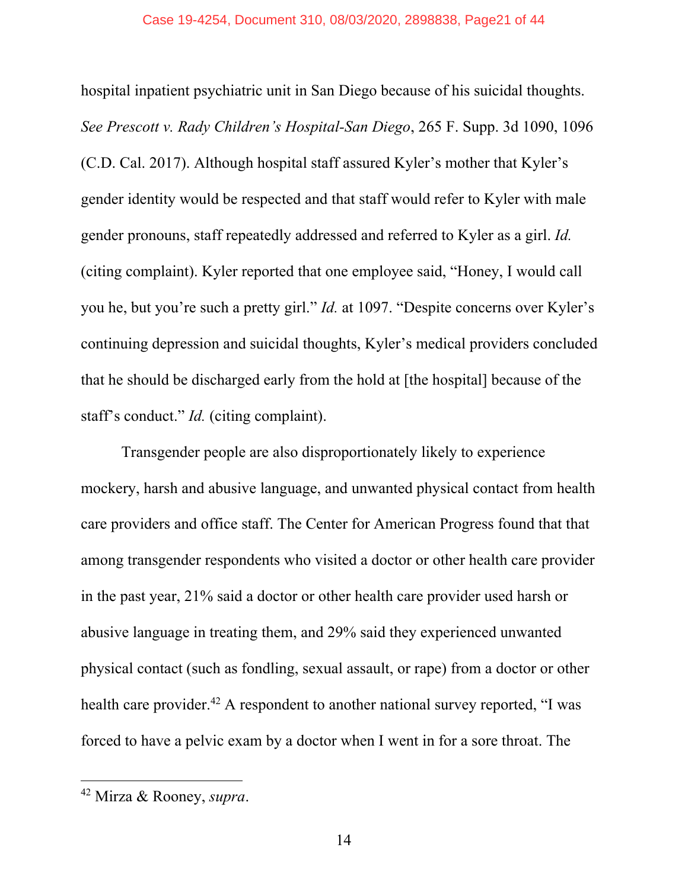hospital inpatient psychiatric unit in San Diego because of his suicidal thoughts. *See Prescott v. Rady Children's Hospital-San Diego*, 265 F. Supp. 3d 1090, 1096 (C.D. Cal. 2017). Although hospital staff assured Kyler's mother that Kyler's gender identity would be respected and that staff would refer to Kyler with male gender pronouns, staff repeatedly addressed and referred to Kyler as a girl. *Id.* (citing complaint). Kyler reported that one employee said, "Honey, I would call you he, but you're such a pretty girl." *Id.* at 1097. "Despite concerns over Kyler's continuing depression and suicidal thoughts, Kyler's medical providers concluded that he should be discharged early from the hold at [the hospital] because of the staff's conduct." *Id.* (citing complaint).

Transgender people are also disproportionately likely to experience mockery, harsh and abusive language, and unwanted physical contact from health care providers and office staff. The Center for American Progress found that that among transgender respondents who visited a doctor or other health care provider in the past year, 21% said a doctor or other health care provider used harsh or abusive language in treating them, and 29% said they experienced unwanted physical contact (such as fondling, sexual assault, or rape) from a doctor or other health care provider.[42] A respondent to another national survey reported, "I was forced to have a pelvic exam by a doctor when I went in for a sore throat. The

---

[42] Mirza & Rooney, *supra*.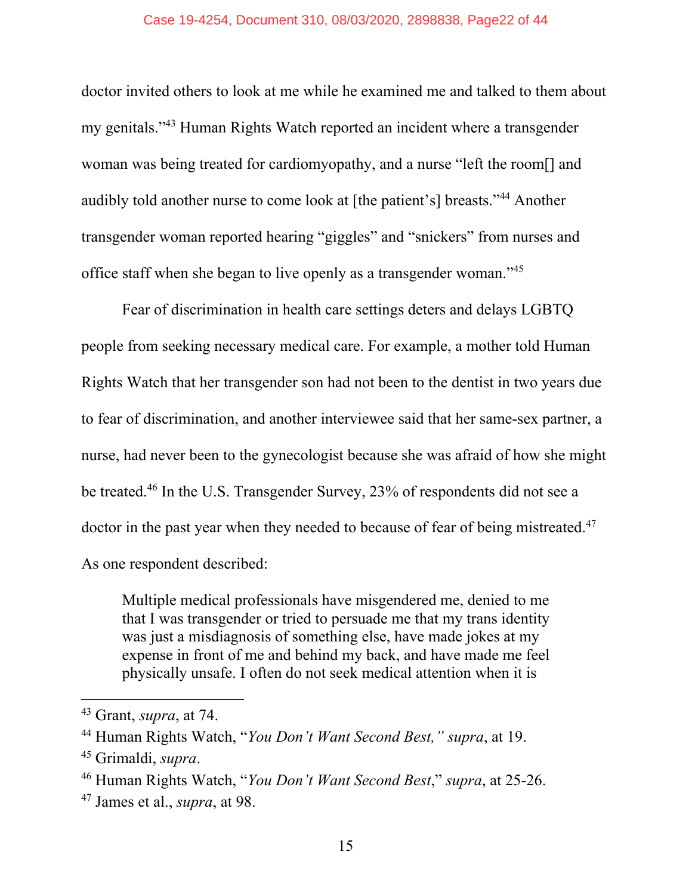doctor invited others to look at me while he examined me and talked to them about my genitals."[43] Human Rights Watch reported an incident where a transgender woman was being treated for cardiomyopathy, and a nurse "left the room[] and audibly told another nurse to come look at [the patient's] breasts."[44] Another transgender woman reported hearing "giggles" and "snickers" from nurses and office staff when she began to live openly as a transgender woman."[45]

Fear of discrimination in health care settings deters and delays LGBTQ people from seeking necessary medical care. For example, a mother told Human Rights Watch that her transgender son had not been to the dentist in two years due to fear of discrimination, and another interviewee said that her same-sex partner, a nurse, had never been to the gynecologist because she was afraid of how she might be treated.[46] In the U.S. Transgender Survey, 23% of respondents did not see a doctor in the past year when they needed to because of fear of being mistreated.[47] As one respondent described:

> Multiple medical professionals have misgendered me, denied to me that I was transgender or tried to persuade me that my trans identity was just a misdiagnosis of something else, have made jokes at my expense in front of me and behind my back, and have made me feel physically unsafe. I often do not seek medical attention when it is

---

[43] Grant, *supra*, at 74.

[44] Human Rights Watch, "*You Don't Want Second Best,*" *supra*, at 19.

[45] Grimaldi, *supra*.

[46] Human Rights Watch, "*You Don't Want Second Best*," *supra*, at 25-26.

[47] James et al., *supra*, at 98.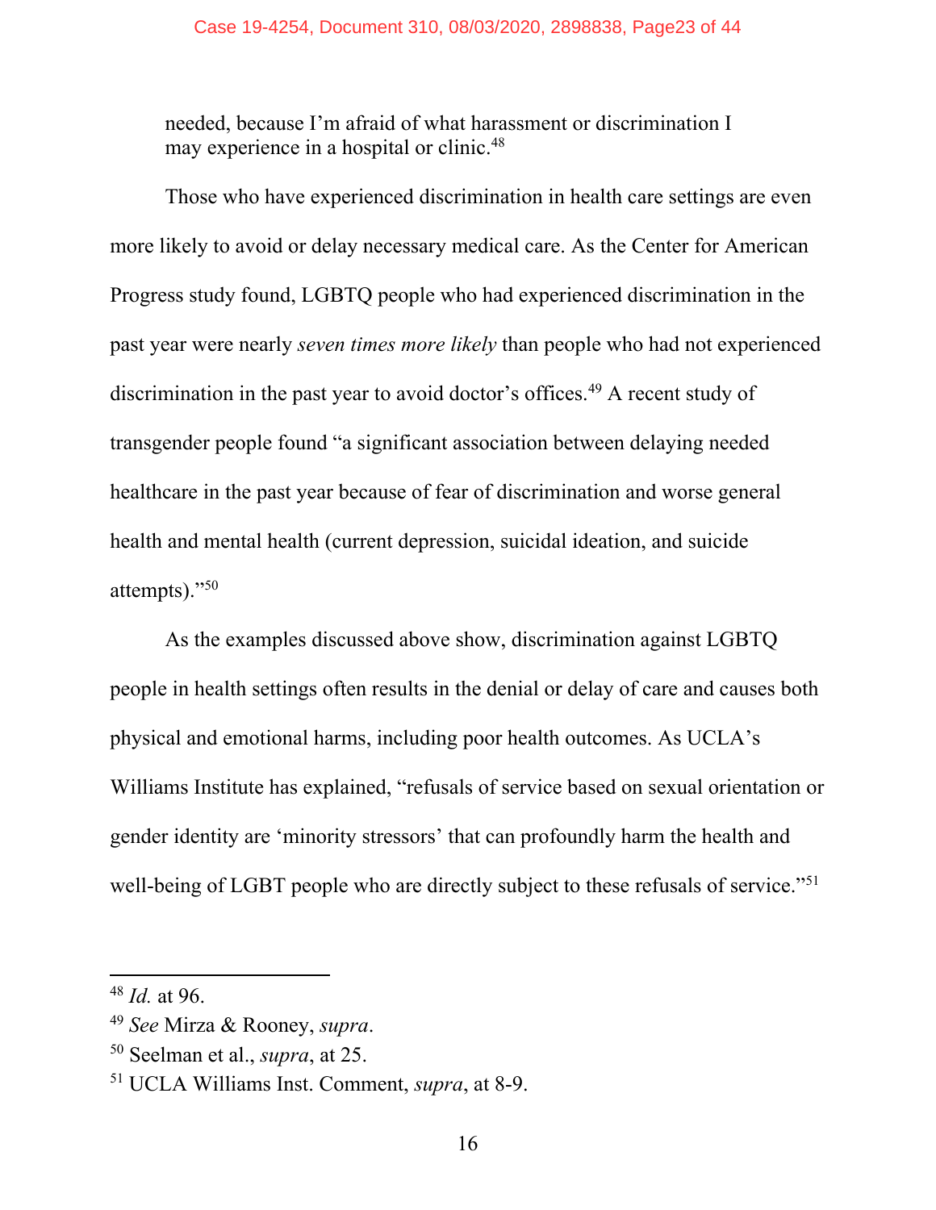> needed, because I'm afraid of what harassment or discrimination I may experience in a hospital or clinic.[48]

Those who have experienced discrimination in health care settings are even more likely to avoid or delay necessary medical care. As the Center for American Progress study found, LGBTQ people who had experienced discrimination in the past year were nearly *seven times more likely* than people who had not experienced discrimination in the past year to avoid doctor's offices.[49] A recent study of transgender people found "a significant association between delaying needed healthcare in the past year because of fear of discrimination and worse general health and mental health (current depression, suicidal ideation, and suicide attempts)."[50]

As the examples discussed above show, discrimination against LGBTQ people in health settings often results in the denial or delay of care and causes both physical and emotional harms, including poor health outcomes. As UCLA's Williams Institute has explained, "refusals of service based on sexual orientation or gender identity are 'minority stressors' that can profoundly harm the health and well-being of LGBT people who are directly subject to these refusals of service."[51]

---

[48] *Id.* at 96.

[49] *See* Mirza & Rooney, *supra*.

[50] Seelman et al., *supra*, at 25.

[51] UCLA Williams Inst. Comment, *supra*, at 8-9.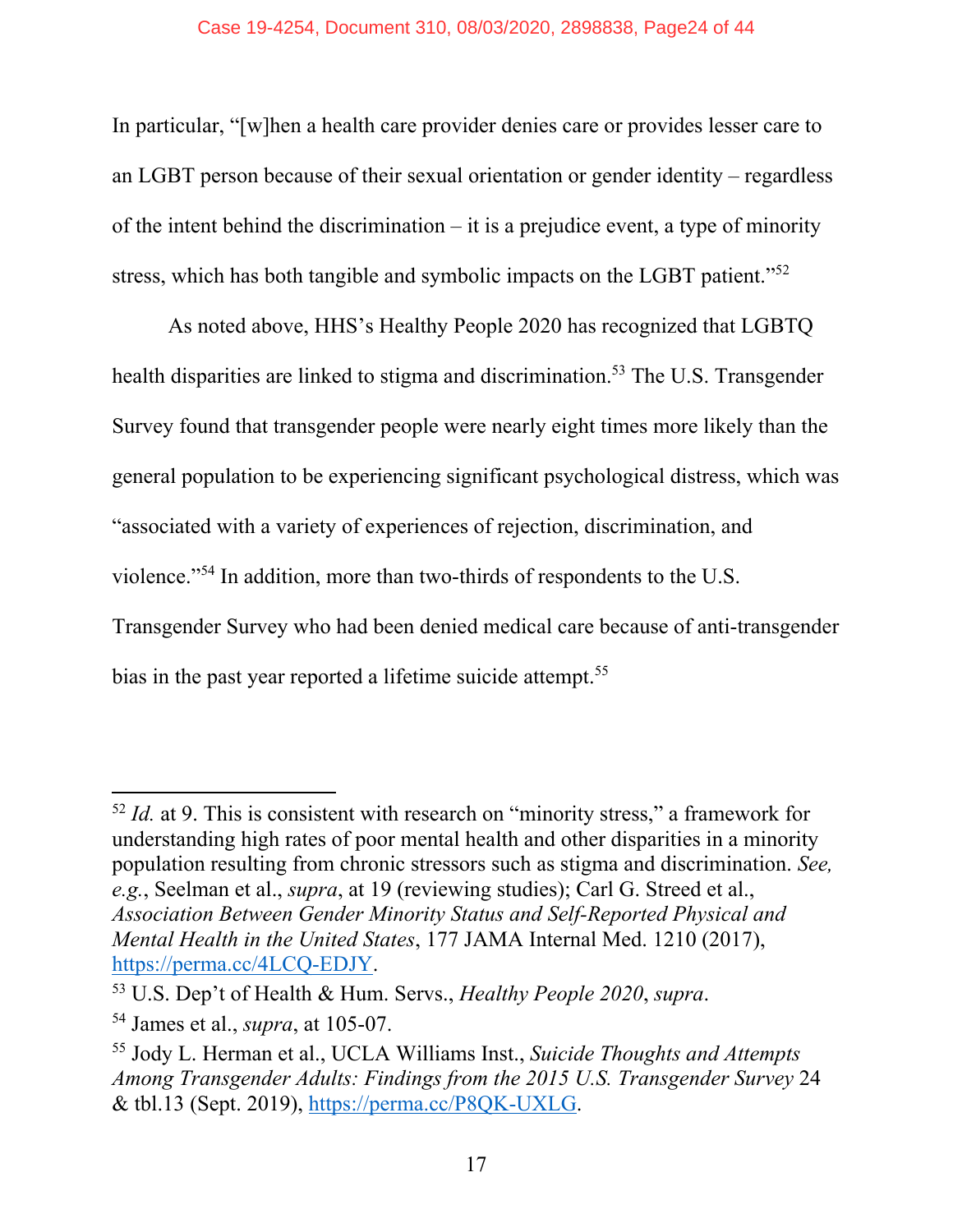In particular, "[w]hen a health care provider denies care or provides lesser care to an LGBT person because of their sexual orientation or gender identity – regardless of the intent behind the discrimination – it is a prejudice event, a type of minority stress, which has both tangible and symbolic impacts on the LGBT patient."[52]

As noted above, HHS's Healthy People 2020 has recognized that LGBTQ health disparities are linked to stigma and discrimination.[53] The U.S. Transgender Survey found that transgender people were nearly eight times more likely than the general population to be experiencing significant psychological distress, which was "associated with a variety of experiences of rejection, discrimination, and violence."[54] In addition, more than two-thirds of respondents to the U.S. Transgender Survey who had been denied medical care because of anti-transgender bias in the past year reported a lifetime suicide attempt.[55]

---

[52] *Id.* at 9. This is consistent with research on "minority stress," a framework for understanding high rates of poor mental health and other disparities in a minority population resulting from chronic stressors such as stigma and discrimination. *See, e.g.*, Seelman et al., *supra*, at 19 (reviewing studies); Carl G. Streed et al., *Association Between Gender Minority Status and Self-Reported Physical and Mental Health in the United States*, 177 JAMA Internal Med. 1210 (2017), https://perma.cc/4LCQ-EDJY.

[53] U.S. Dep't of Health & Hum. Servs., *Healthy People 2020*, *supra*.

[54] James et al., *supra*, at 105-07.

[55] Jody L. Herman et al., UCLA Williams Inst., *Suicide Thoughts and Attempts Among Transgender Adults: Findings from the 2015 U.S. Transgender Survey* 24 & tbl.13 (Sept. 2019), https://perma.cc/P8QK-UXLG.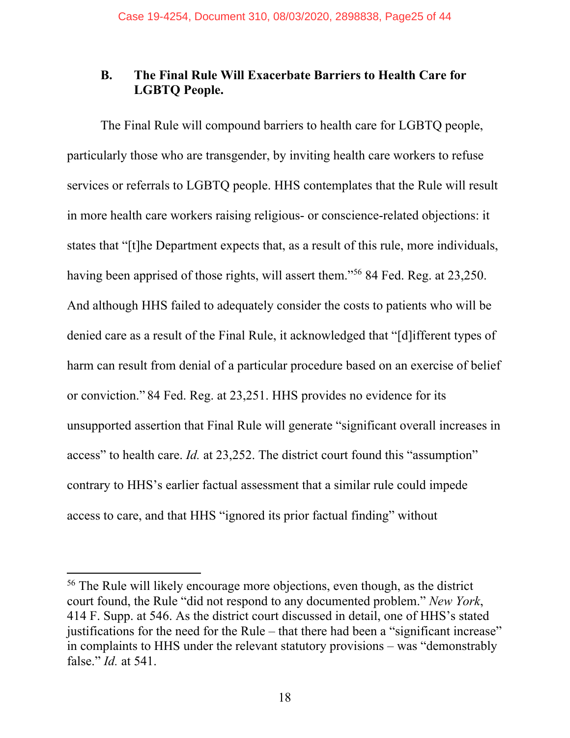### B. The Final Rule Will Exacerbate Barriers to Health Care for LGBTQ People.

The Final Rule will compound barriers to health care for LGBTQ people, particularly those who are transgender, by inviting health care workers to refuse services or referrals to LGBTQ people. HHS contemplates that the Rule will result in more health care workers raising religious- or conscience-related objections: it states that "[t]he Department expects that, as a result of this rule, more individuals, having been apprised of those rights, will assert them."[56] 84 Fed. Reg. at 23,250. And although HHS failed to adequately consider the costs to patients who will be denied care as a result of the Final Rule, it acknowledged that "[d]ifferent types of harm can result from denial of a particular procedure based on an exercise of belief or conviction." 84 Fed. Reg. at 23,251. HHS provides no evidence for its unsupported assertion that Final Rule will generate "significant overall increases in access" to health care. *Id.* at 23,252. The district court found this "assumption" contrary to HHS's earlier factual assessment that a similar rule could impede access to care, and that HHS "ignored its prior factual finding" without

---

[56] The Rule will likely encourage more objections, even though, as the district court found, the Rule "did not respond to any documented problem." *New York*, 414 F. Supp. at 546. As the district court discussed in detail, one of HHS's stated justifications for the need for the Rule – that there had been a "significant increase" in complaints to HHS under the relevant statutory provisions – was "demonstrably false." *Id.* at 541.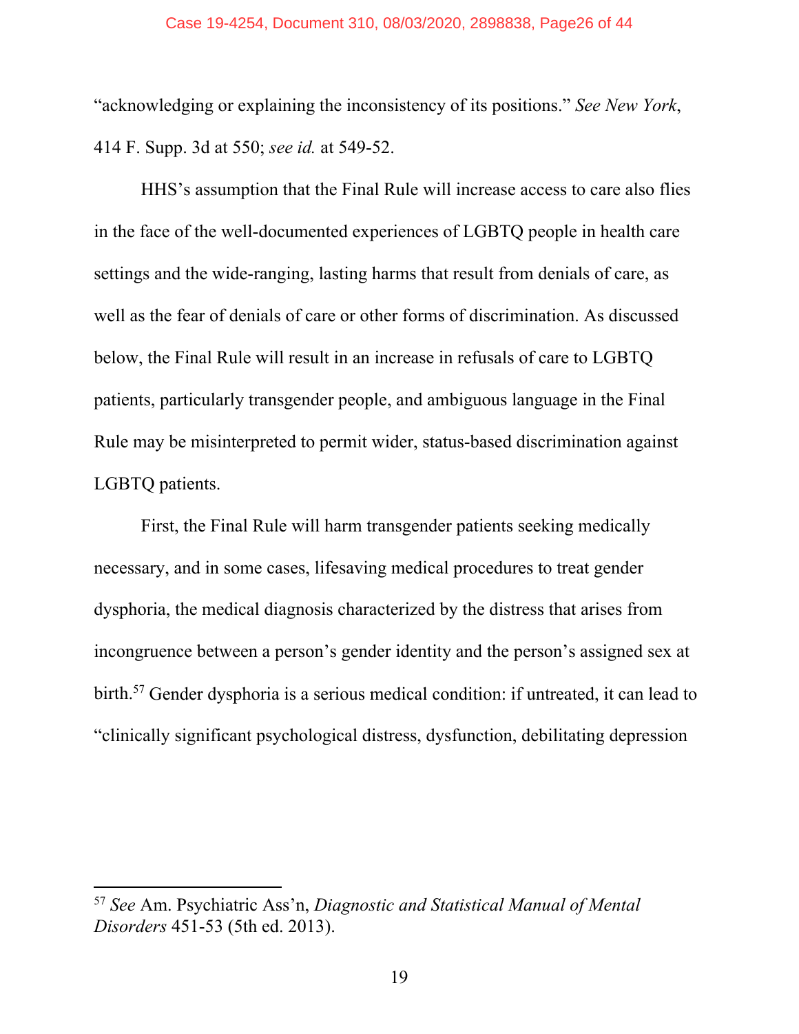"acknowledging or explaining the inconsistency of its positions." *See New York*, 414 F. Supp. 3d at 550; *see id.* at 549-52.

HHS's assumption that the Final Rule will increase access to care also flies in the face of the well-documented experiences of LGBTQ people in health care settings and the wide-ranging, lasting harms that result from denials of care, as well as the fear of denials of care or other forms of discrimination. As discussed below, the Final Rule will result in an increase in refusals of care to LGBTQ patients, particularly transgender people, and ambiguous language in the Final Rule may be misinterpreted to permit wider, status-based discrimination against LGBTQ patients.

First, the Final Rule will harm transgender patients seeking medically necessary, and in some cases, lifesaving medical procedures to treat gender dysphoria, the medical diagnosis characterized by the distress that arises from incongruence between a person's gender identity and the person's assigned sex at birth.[57] Gender dysphoria is a serious medical condition: if untreated, it can lead to "clinically significant psychological distress, dysfunction, debilitating depression

---

[57] *See* Am. Psychiatric Ass'n, *Diagnostic and Statistical Manual of Mental Disorders* 451-53 (5th ed. 2013).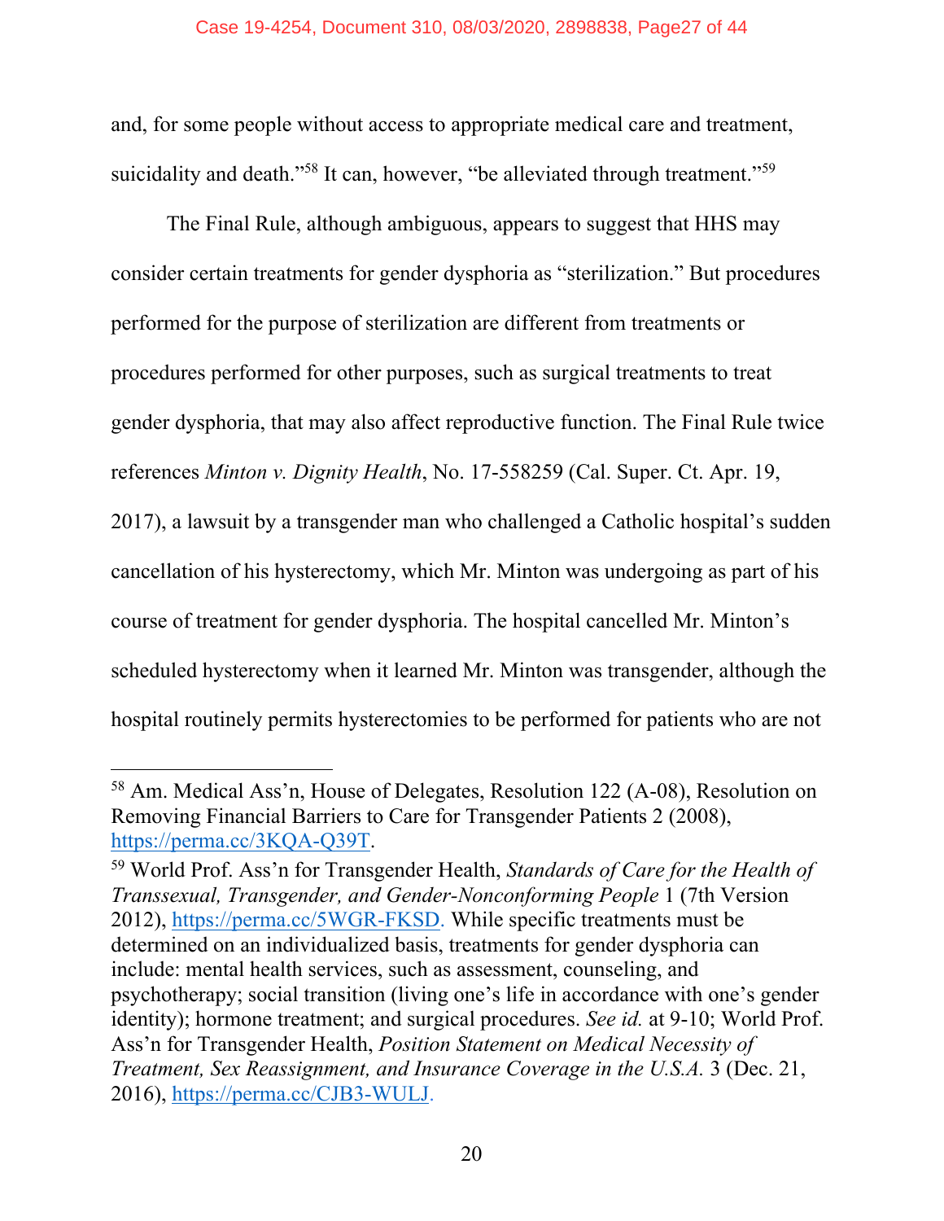and, for some people without access to appropriate medical care and treatment, suicidality and death."[58] It can, however, "be alleviated through treatment."[59]

The Final Rule, although ambiguous, appears to suggest that HHS may consider certain treatments for gender dysphoria as "sterilization." But procedures performed for the purpose of sterilization are different from treatments or procedures performed for other purposes, such as surgical treatments to treat gender dysphoria, that may also affect reproductive function. The Final Rule twice references *Minton v. Dignity Health*, No. 17-558259 (Cal. Super. Ct. Apr. 19, 2017), a lawsuit by a transgender man who challenged a Catholic hospital's sudden cancellation of his hysterectomy, which Mr. Minton was undergoing as part of his course of treatment for gender dysphoria. The hospital cancelled Mr. Minton's scheduled hysterectomy when it learned Mr. Minton was transgender, although the hospital routinely permits hysterectomies to be performed for patients who are not

---

[58] Am. Medical Ass'n, House of Delegates, Resolution 122 (A-08), Resolution on Removing Financial Barriers to Care for Transgender Patients 2 (2008), https://perma.cc/3KQA-Q39T.

[59] World Prof. Ass'n for Transgender Health, *Standards of Care for the Health of Transsexual, Transgender, and Gender-Nonconforming People* 1 (7th Version 2012), https://perma.cc/5WGR-FKSD. While specific treatments must be determined on an individualized basis, treatments for gender dysphoria can include: mental health services, such as assessment, counseling, and psychotherapy; social transition (living one's life in accordance with one's gender identity); hormone treatment; and surgical procedures. *See id.* at 9-10; World Prof. Ass'n for Transgender Health, *Position Statement on Medical Necessity of Treatment, Sex Reassignment, and Insurance Coverage in the U.S.A.* 3 (Dec. 21, 2016), https://perma.cc/CJB3-WULJ.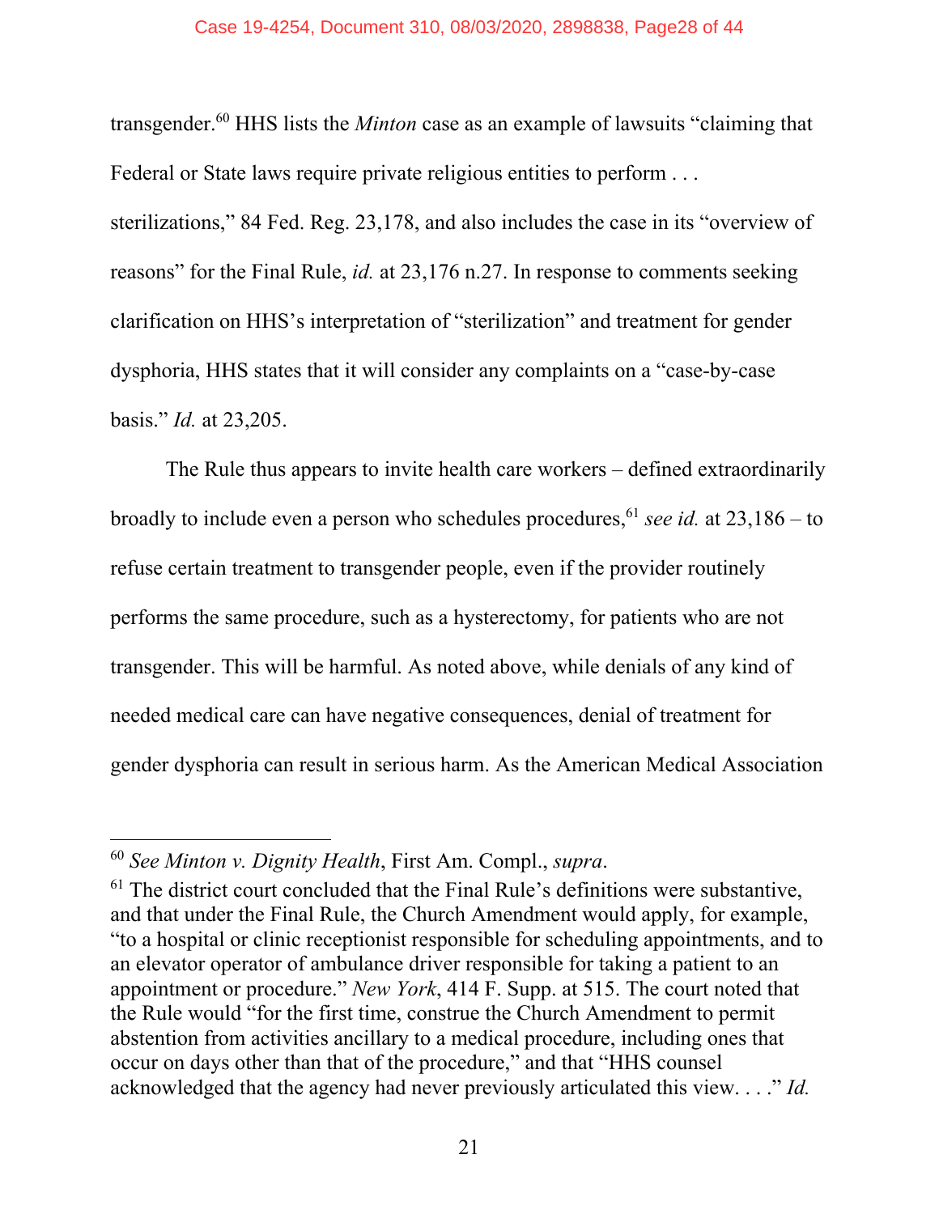transgender.[60] HHS lists the *Minton* case as an example of lawsuits "claiming that Federal or State laws require private religious entities to perform . . . sterilizations," 84 Fed. Reg. 23,178, and also includes the case in its "overview of reasons" for the Final Rule, *id.* at 23,176 n.27. In response to comments seeking clarification on HHS's interpretation of "sterilization" and treatment for gender dysphoria, HHS states that it will consider any complaints on a "case-by-case basis." *Id.* at 23,205.

The Rule thus appears to invite health care workers – defined extraordinarily broadly to include even a person who schedules procedures,[61] *see id.* at 23,186 – to refuse certain treatment to transgender people, even if the provider routinely performs the same procedure, such as a hysterectomy, for patients who are not transgender. This will be harmful. As noted above, while denials of any kind of needed medical care can have negative consequences, denial of treatment for gender dysphoria can result in serious harm. As the American Medical Association

---

[60] *See Minton v. Dignity Health*, First Am. Compl., *supra*.

[61] The district court concluded that the Final Rule's definitions were substantive, and that under the Final Rule, the Church Amendment would apply, for example, "to a hospital or clinic receptionist responsible for scheduling appointments, and to an elevator operator of ambulance driver responsible for taking a patient to an appointment or procedure." *New York*, 414 F. Supp. at 515. The court noted that the Rule would "for the first time, construe the Church Amendment to permit abstention from activities ancillary to a medical procedure, including ones that occur on days other than that of the procedure," and that "HHS counsel acknowledged that the agency had never previously articulated this view. . . ." *Id.*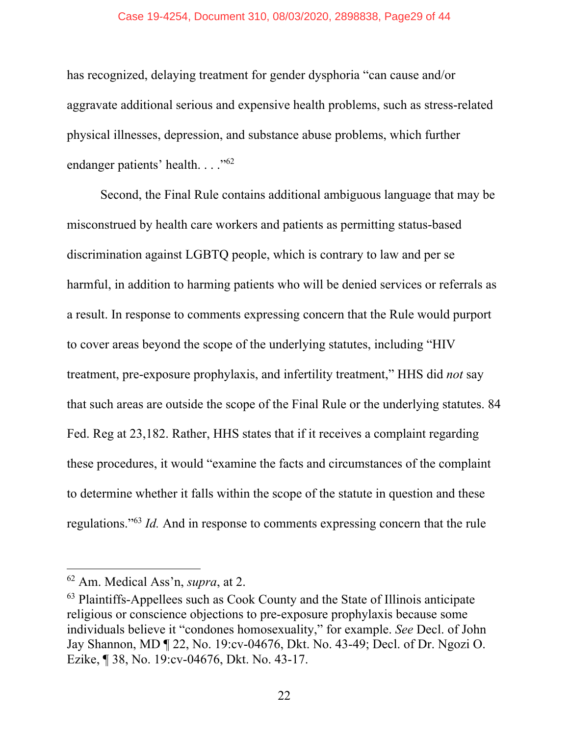has recognized, delaying treatment for gender dysphoria "can cause and/or aggravate additional serious and expensive health problems, such as stress-related physical illnesses, depression, and substance abuse problems, which further endanger patients' health. . . ."[62]

Second, the Final Rule contains additional ambiguous language that may be misconstrued by health care workers and patients as permitting status-based discrimination against LGBTQ people, which is contrary to law and per se harmful, in addition to harming patients who will be denied services or referrals as a result. In response to comments expressing concern that the Rule would purport to cover areas beyond the scope of the underlying statutes, including "HIV treatment, pre-exposure prophylaxis, and infertility treatment," HHS did *not* say that such areas are outside the scope of the Final Rule or the underlying statutes. 84 Fed. Reg at 23,182. Rather, HHS states that if it receives a complaint regarding these procedures, it would "examine the facts and circumstances of the complaint to determine whether it falls within the scope of the statute in question and these regulations."[63] *Id.* And in response to comments expressing concern that the rule

---

[62] Am. Medical Ass'n, *supra*, at 2.

[63] Plaintiffs-Appellees such as Cook County and the State of Illinois anticipate religious or conscience objections to pre-exposure prophylaxis because some individuals believe it "condones homosexuality," for example. *See* Decl. of John Jay Shannon, MD ¶ 22, No. 19:cv-04676, Dkt. No. 43-49; Decl. of Dr. Ngozi O. Ezike, ¶ 38, No. 19:cv-04676, Dkt. No. 43-17.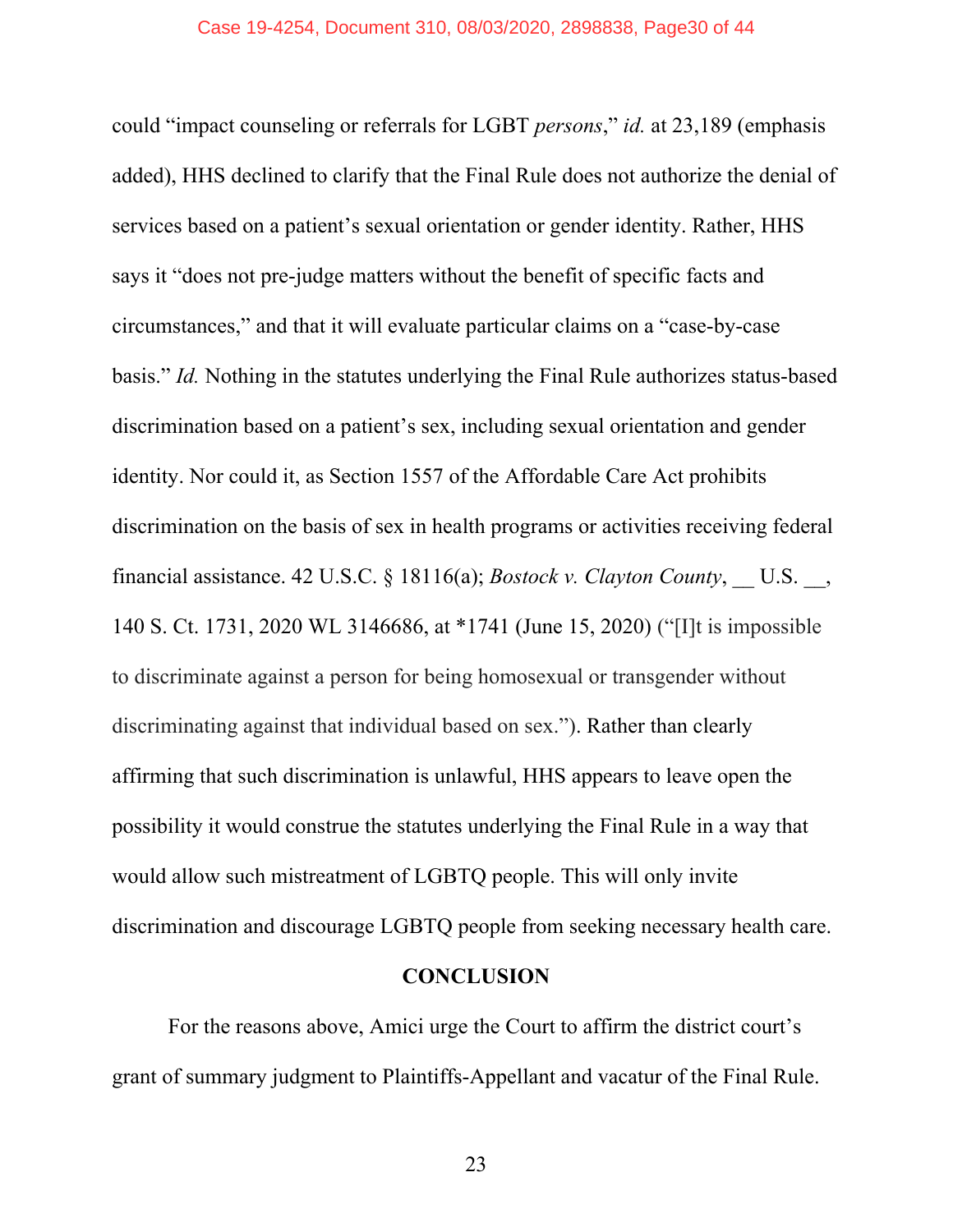could "impact counseling or referrals for LGBT *persons*," *id.* at 23,189 (emphasis added), HHS declined to clarify that the Final Rule does not authorize the denial of services based on a patient's sexual orientation or gender identity. Rather, HHS says it "does not pre-judge matters without the benefit of specific facts and circumstances," and that it will evaluate particular claims on a "case-by-case basis." *Id.* Nothing in the statutes underlying the Final Rule authorizes status-based discrimination based on a patient's sex, including sexual orientation and gender identity. Nor could it, as Section 1557 of the Affordable Care Act prohibits discrimination on the basis of sex in health programs or activities receiving federal financial assistance. 42 U.S.C. § 18116(a); *Bostock v. Clayton County*, __ U.S. __, 140 S. Ct. 1731, 2020 WL 3146686, at *1741 (June 15, 2020) ("[I]t is impossible to discriminate against a person for being homosexual or transgender without discriminating against that individual based on sex."). Rather than clearly affirming that such discrimination is unlawful, HHS appears to leave open the possibility it would construe the statutes underlying the Final Rule in a way that would allow such mistreatment of LGBTQ people. This will only invite discrimination and discourage LGBTQ people from seeking necessary health care.

## CONCLUSION

For the reasons above, Amici urge the Court to affirm the district court's grant of summary judgment to Plaintiffs-Appellant and vacatur of the Final Rule.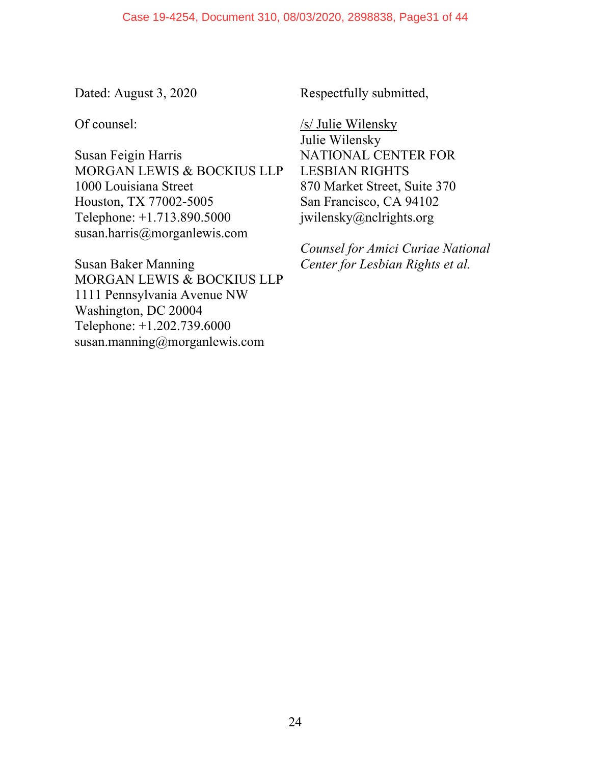Dated: August 3, 2020

Respectfully submitted,

/s/ Julie Wilensky
Julie Wilensky
NATIONAL CENTER FOR LESBIAN RIGHTS
870 Market Street, Suite 370
San Francisco, CA 94102
jwilensky@nclrights.org

*Counsel for Amici Curiae National Center for Lesbian Rights et al.*

Of counsel:

Susan Feigin Harris
MORGAN LEWIS & BOCKIUS LLP
1000 Louisiana Street
Houston, TX 77002-5005
Telephone: +1.713.890.5000
susan.harris@morganlewis.com

Susan Baker Manning
MORGAN LEWIS & BOCKIUS LLP
1111 Pennsylvania Avenue NW
Washington, DC 20004
Telephone: +1.202.739.6000
susan.manning@morganlewis.com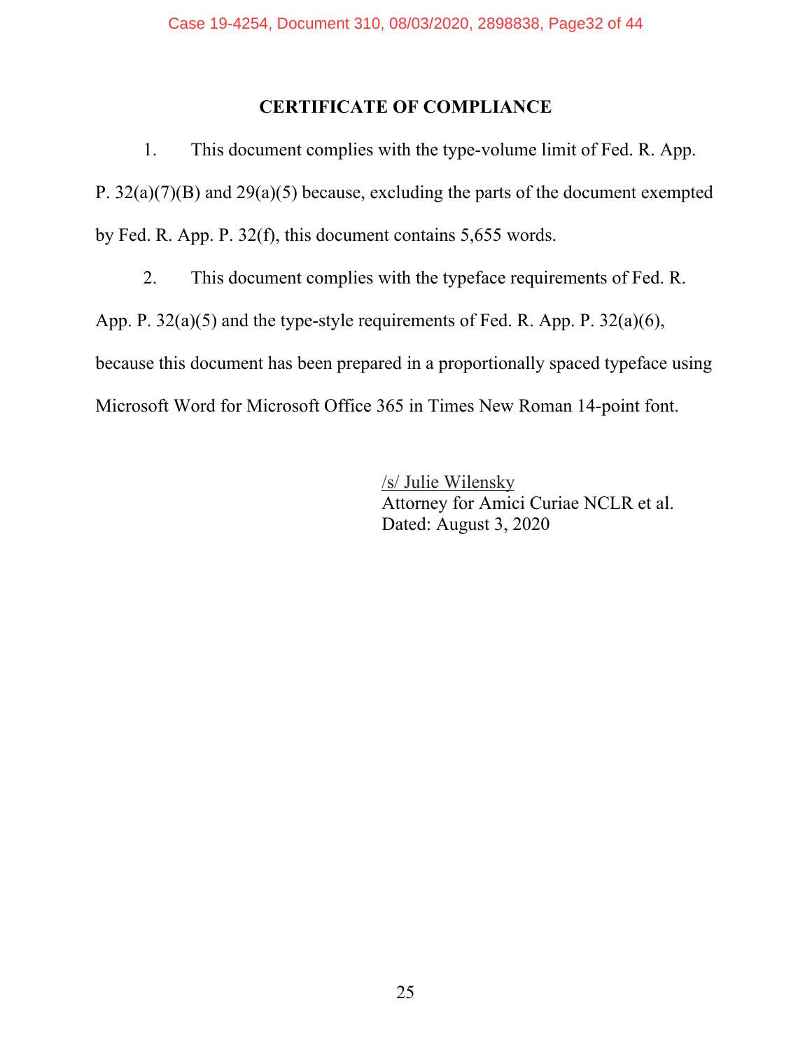## CERTIFICATE OF COMPLIANCE

1. This document complies with the type-volume limit of Fed. R. App. P. 32(a)(7)(B) and 29(a)(5) because, excluding the parts of the document exempted by Fed. R. App. P. 32(f), this document contains 5,655 words.

2. This document complies with the typeface requirements of Fed. R. App. P. 32(a)(5) and the type-style requirements of Fed. R. App. P. 32(a)(6), because this document has been prepared in a proportionally spaced typeface using Microsoft Word for Microsoft Office 365 in Times New Roman 14-point font.

/s/ Julie Wilensky
Attorney for Amici Curiae NCLR et al.
Dated: August 3, 2020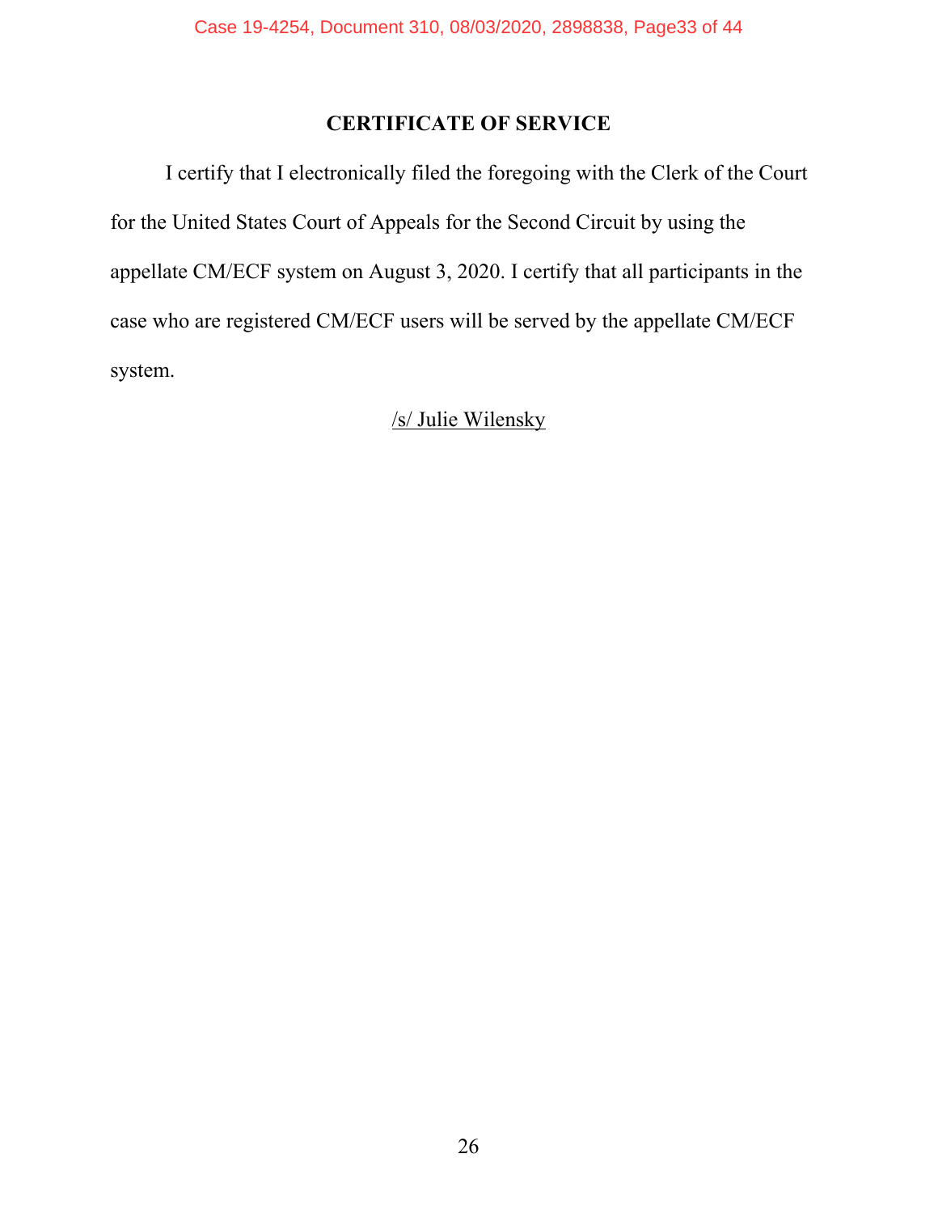## CERTIFICATE OF SERVICE

I certify that I electronically filed the foregoing with the Clerk of the Court for the United States Court of Appeals for the Second Circuit by using the appellate CM/ECF system on August 3, 2020. I certify that all participants in the case who are registered CM/ECF users will be served by the appellate CM/ECF system.

/s/ Julie Wilensky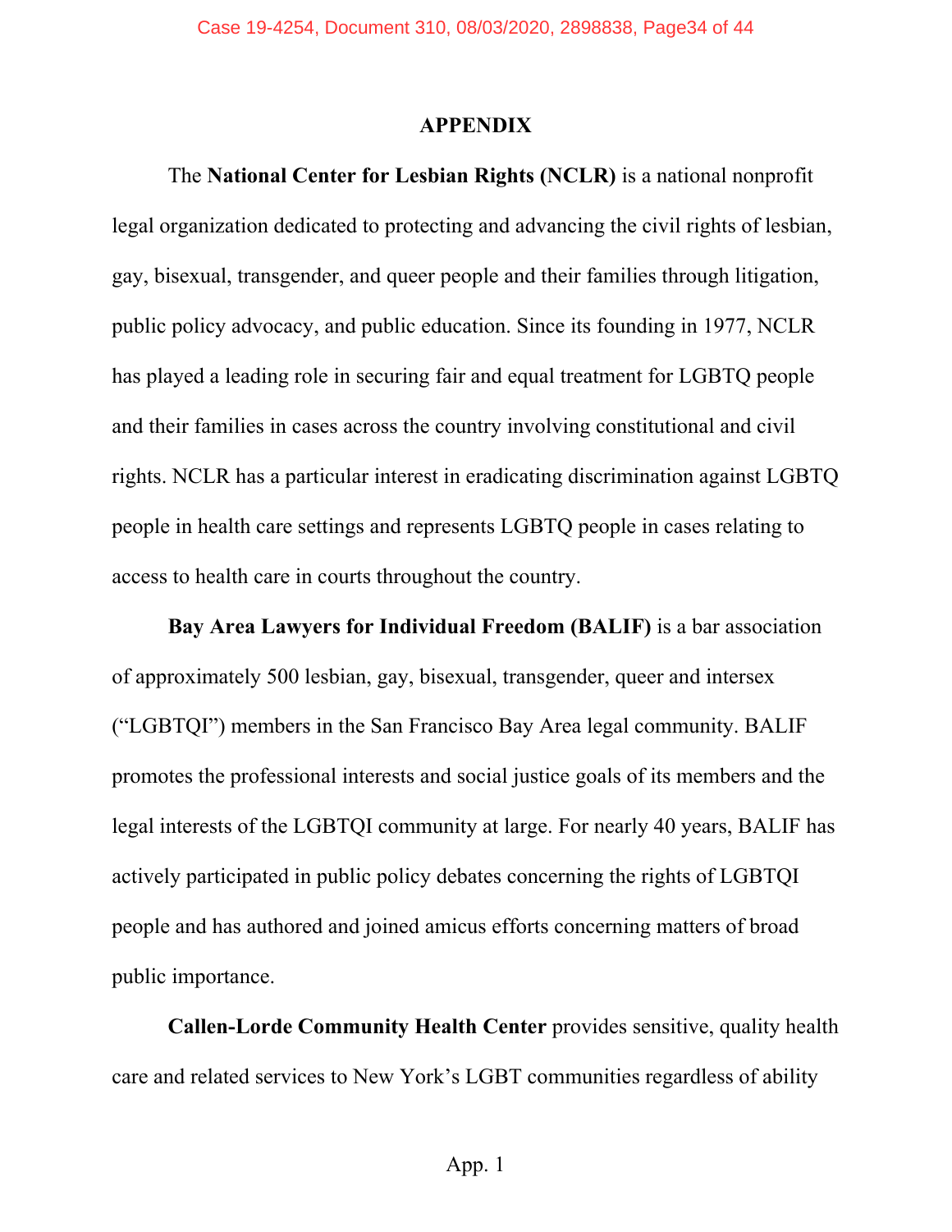## APPENDIX

The **National Center for Lesbian Rights (NCLR)** is a national nonprofit legal organization dedicated to protecting and advancing the civil rights of lesbian, gay, bisexual, transgender, and queer people and their families through litigation, public policy advocacy, and public education. Since its founding in 1977, NCLR has played a leading role in securing fair and equal treatment for LGBTQ people and their families in cases across the country involving constitutional and civil rights. NCLR has a particular interest in eradicating discrimination against LGBTQ people in health care settings and represents LGBTQ people in cases relating to access to health care in courts throughout the country.

**Bay Area Lawyers for Individual Freedom (BALIF)** is a bar association of approximately 500 lesbian, gay, bisexual, transgender, queer and intersex ("LGBTQI") members in the San Francisco Bay Area legal community. BALIF promotes the professional interests and social justice goals of its members and the legal interests of the LGBTQI community at large. For nearly 40 years, BALIF has actively participated in public policy debates concerning the rights of LGBTQI people and has authored and joined amicus efforts concerning matters of broad public importance.

**Callen-Lorde Community Health Center** provides sensitive, quality health care and related services to New York's LGBT communities regardless of ability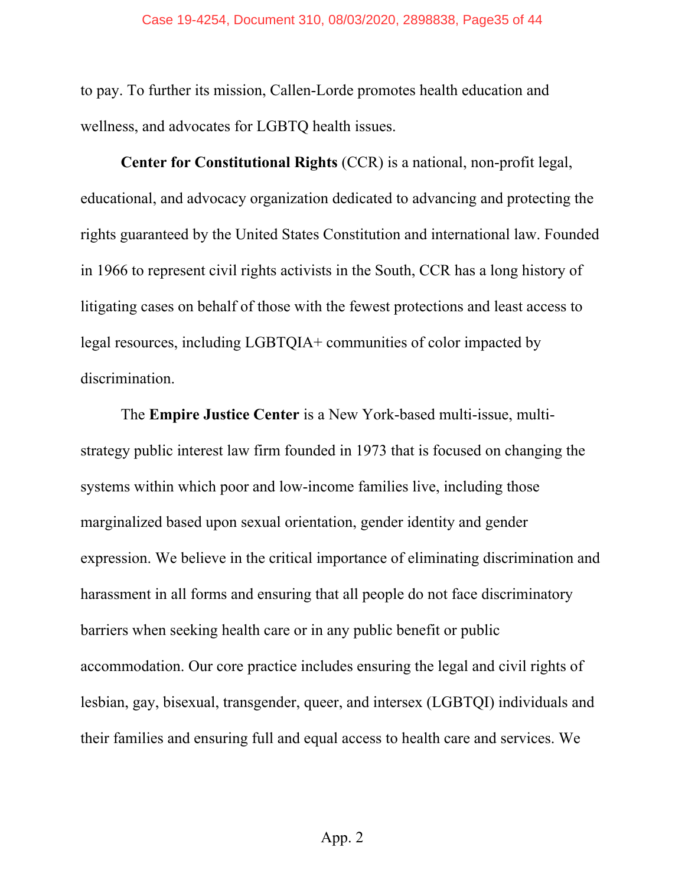to pay. To further its mission, Callen-Lorde promotes health education and wellness, and advocates for LGBTQ health issues.

**Center for Constitutional Rights** (CCR) is a national, non-profit legal, educational, and advocacy organization dedicated to advancing and protecting the rights guaranteed by the United States Constitution and international law. Founded in 1966 to represent civil rights activists in the South, CCR has a long history of litigating cases on behalf of those with the fewest protections and least access to legal resources, including LGBTQIA+ communities of color impacted by discrimination.

The **Empire Justice Center** is a New York-based multi-issue, multi-strategy public interest law firm founded in 1973 that is focused on changing the systems within which poor and low-income families live, including those marginalized based upon sexual orientation, gender identity and gender expression. We believe in the critical importance of eliminating discrimination and harassment in all forms and ensuring that all people do not face discriminatory barriers when seeking health care or in any public benefit or public accommodation. Our core practice includes ensuring the legal and civil rights of lesbian, gay, bisexual, transgender, queer, and intersex (LGBTQI) individuals and their families and ensuring full and equal access to health care and services. We

App. 2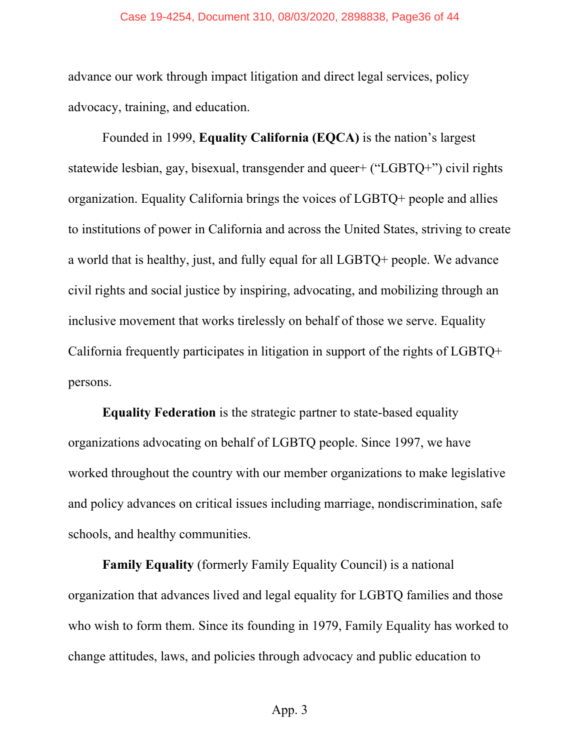advance our work through impact litigation and direct legal services, policy advocacy, training, and education.

Founded in 1999, **Equality California (EQCA)** is the nation's largest statewide lesbian, gay, bisexual, transgender and queer+ ("LGBTQ+") civil rights organization. Equality California brings the voices of LGBTQ+ people and allies to institutions of power in California and across the United States, striving to create a world that is healthy, just, and fully equal for all LGBTQ+ people. We advance civil rights and social justice by inspiring, advocating, and mobilizing through an inclusive movement that works tirelessly on behalf of those we serve. Equality California frequently participates in litigation in support of the rights of LGBTQ+ persons.

**Equality Federation** is the strategic partner to state-based equality organizations advocating on behalf of LGBTQ people. Since 1997, we have worked throughout the country with our member organizations to make legislative and policy advances on critical issues including marriage, nondiscrimination, safe schools, and healthy communities.

**Family Equality** (formerly Family Equality Council) is a national organization that advances lived and legal equality for LGBTQ families and those who wish to form them. Since its founding in 1979, Family Equality has worked to change attitudes, laws, and policies through advocacy and public education to

App. 3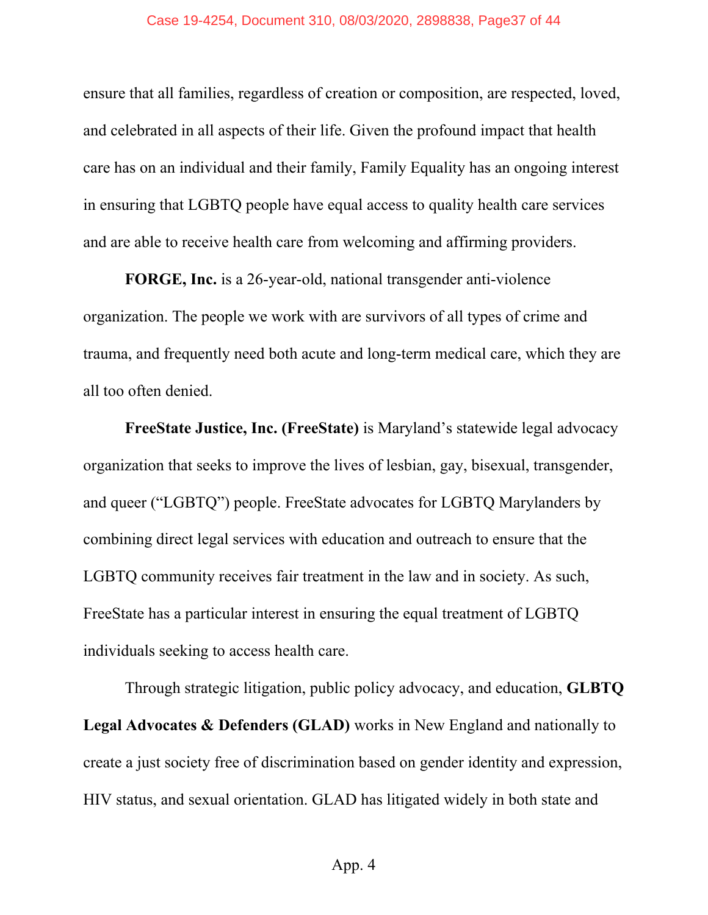ensure that all families, regardless of creation or composition, are respected, loved, and celebrated in all aspects of their life. Given the profound impact that health care has on an individual and their family, Family Equality has an ongoing interest in ensuring that LGBTQ people have equal access to quality health care services and are able to receive health care from welcoming and affirming providers.

**FORGE, Inc.** is a 26-year-old, national transgender anti-violence organization. The people we work with are survivors of all types of crime and trauma, and frequently need both acute and long-term medical care, which they are all too often denied.

**FreeState Justice, Inc. (FreeState)** is Maryland's statewide legal advocacy organization that seeks to improve the lives of lesbian, gay, bisexual, transgender, and queer ("LGBTQ") people. FreeState advocates for LGBTQ Marylanders by combining direct legal services with education and outreach to ensure that the LGBTQ community receives fair treatment in the law and in society. As such, FreeState has a particular interest in ensuring the equal treatment of LGBTQ individuals seeking to access health care.

Through strategic litigation, public policy advocacy, and education, **GLBTQ Legal Advocates & Defenders (GLAD)** works in New England and nationally to create a just society free of discrimination based on gender identity and expression, HIV status, and sexual orientation. GLAD has litigated widely in both state and

App. 4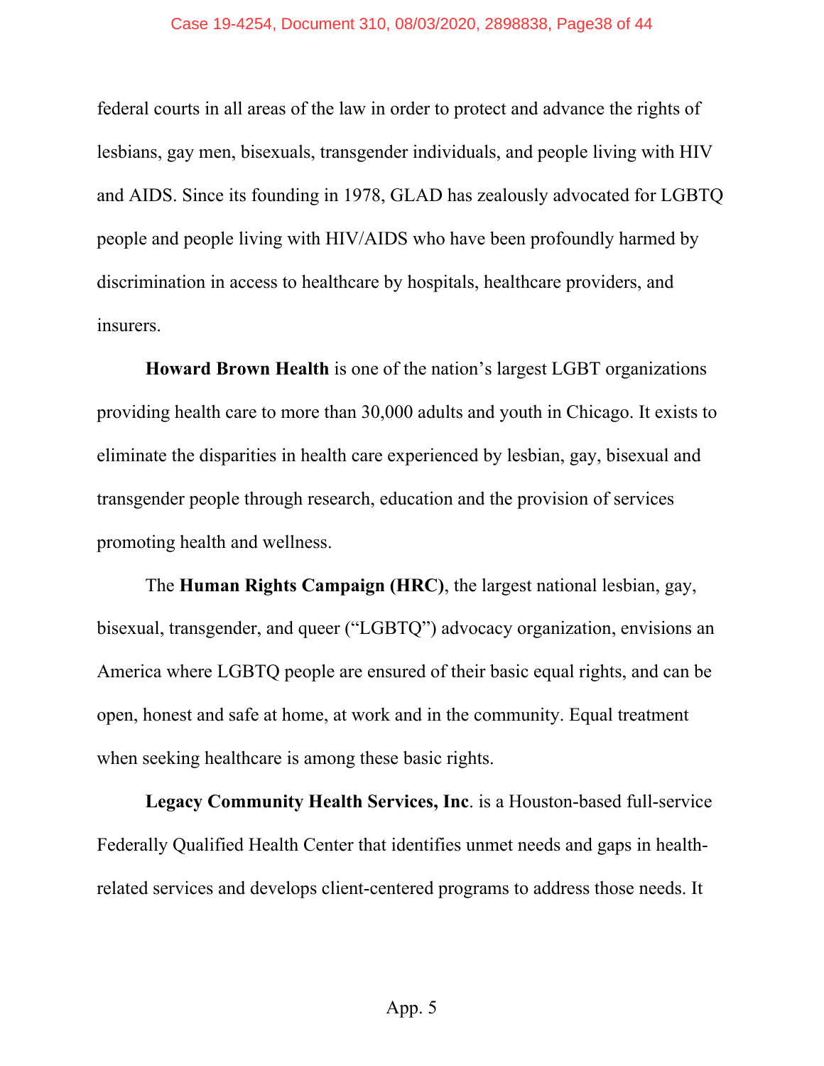federal courts in all areas of the law in order to protect and advance the rights of lesbians, gay men, bisexuals, transgender individuals, and people living with HIV and AIDS. Since its founding in 1978, GLAD has zealously advocated for LGBTQ people and people living with HIV/AIDS who have been profoundly harmed by discrimination in access to healthcare by hospitals, healthcare providers, and insurers.

**Howard Brown Health** is one of the nation's largest LGBT organizations providing health care to more than 30,000 adults and youth in Chicago. It exists to eliminate the disparities in health care experienced by lesbian, gay, bisexual and transgender people through research, education and the provision of services promoting health and wellness.

The **Human Rights Campaign (HRC)**, the largest national lesbian, gay, bisexual, transgender, and queer ("LGBTQ") advocacy organization, envisions an America where LGBTQ people are ensured of their basic equal rights, and can be open, honest and safe at home, at work and in the community. Equal treatment when seeking healthcare is among these basic rights.

**Legacy Community Health Services, Inc**. is a Houston-based full-service Federally Qualified Health Center that identifies unmet needs and gaps in health-related services and develops client-centered programs to address those needs. It

App. 5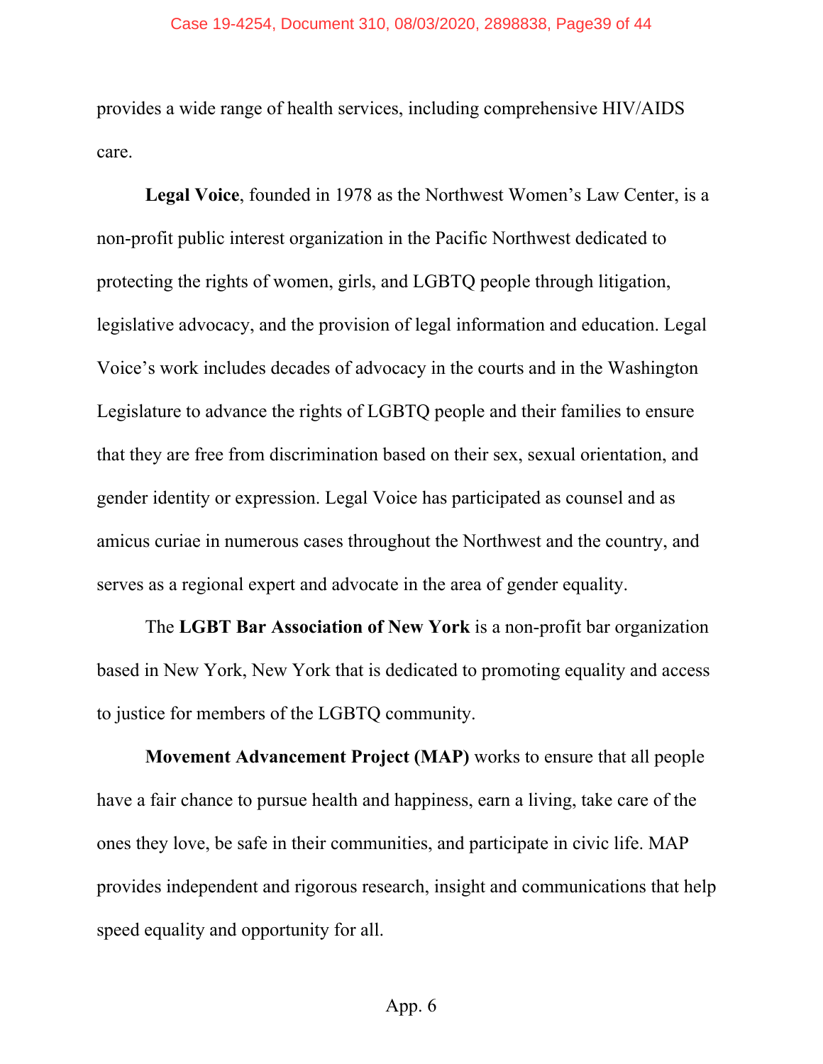provides a wide range of health services, including comprehensive HIV/AIDS care.

**Legal Voice**, founded in 1978 as the Northwest Women's Law Center, is a non-profit public interest organization in the Pacific Northwest dedicated to protecting the rights of women, girls, and LGBTQ people through litigation, legislative advocacy, and the provision of legal information and education. Legal Voice's work includes decades of advocacy in the courts and in the Washington Legislature to advance the rights of LGBTQ people and their families to ensure that they are free from discrimination based on their sex, sexual orientation, and gender identity or expression. Legal Voice has participated as counsel and as amicus curiae in numerous cases throughout the Northwest and the country, and serves as a regional expert and advocate in the area of gender equality.

The **LGBT Bar Association of New York** is a non-profit bar organization based in New York, New York that is dedicated to promoting equality and access to justice for members of the LGBTQ community.

**Movement Advancement Project (MAP)** works to ensure that all people have a fair chance to pursue health and happiness, earn a living, take care of the ones they love, be safe in their communities, and participate in civic life. MAP provides independent and rigorous research, insight and communications that help speed equality and opportunity for all.

App. 6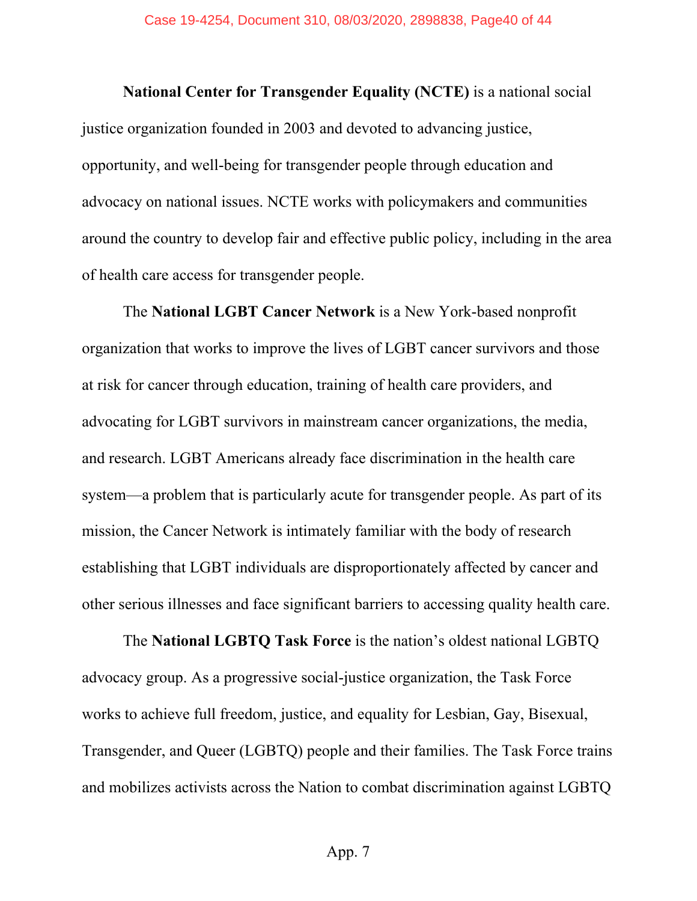**National Center for Transgender Equality (NCTE)** is a national social justice organization founded in 2003 and devoted to advancing justice, opportunity, and well-being for transgender people through education and advocacy on national issues. NCTE works with policymakers and communities around the country to develop fair and effective public policy, including in the area of health care access for transgender people.

The **National LGBT Cancer Network** is a New York-based nonprofit organization that works to improve the lives of LGBT cancer survivors and those at risk for cancer through education, training of health care providers, and advocating for LGBT survivors in mainstream cancer organizations, the media, and research. LGBT Americans already face discrimination in the health care system—a problem that is particularly acute for transgender people. As part of its mission, the Cancer Network is intimately familiar with the body of research establishing that LGBT individuals are disproportionately affected by cancer and other serious illnesses and face significant barriers to accessing quality health care.

The **National LGBTQ Task Force** is the nation's oldest national LGBTQ advocacy group. As a progressive social-justice organization, the Task Force works to achieve full freedom, justice, and equality for Lesbian, Gay, Bisexual, Transgender, and Queer (LGBTQ) people and their families. The Task Force trains and mobilizes activists across the Nation to combat discrimination against LGBTQ

App. 7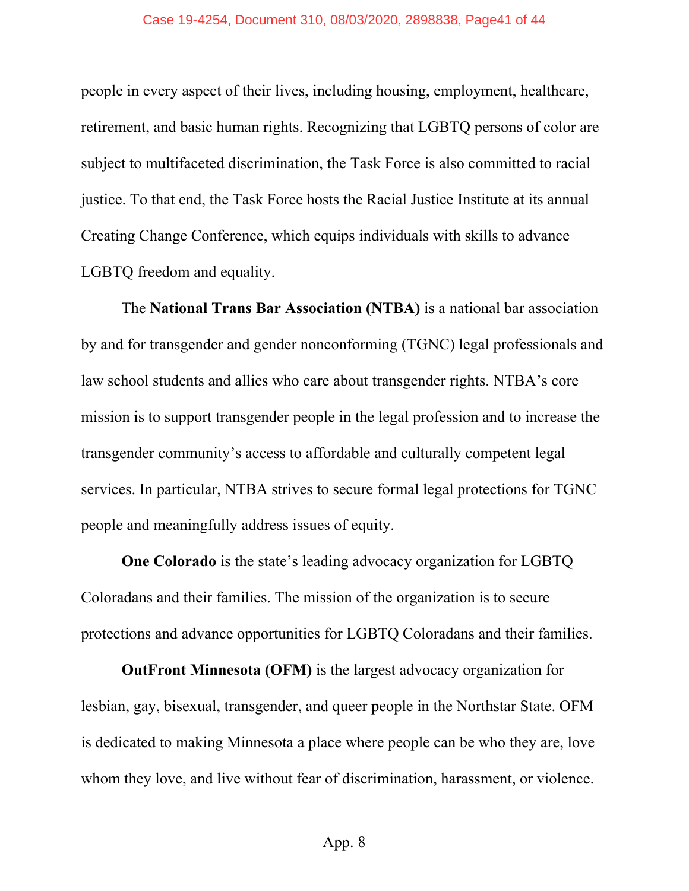people in every aspect of their lives, including housing, employment, healthcare, retirement, and basic human rights. Recognizing that LGBTQ persons of color are subject to multifaceted discrimination, the Task Force is also committed to racial justice. To that end, the Task Force hosts the Racial Justice Institute at its annual Creating Change Conference, which equips individuals with skills to advance LGBTQ freedom and equality.

The **National Trans Bar Association (NTBA)** is a national bar association by and for transgender and gender nonconforming (TGNC) legal professionals and law school students and allies who care about transgender rights. NTBA's core mission is to support transgender people in the legal profession and to increase the transgender community's access to affordable and culturally competent legal services. In particular, NTBA strives to secure formal legal protections for TGNC people and meaningfully address issues of equity.

**One Colorado** is the state's leading advocacy organization for LGBTQ Coloradans and their families. The mission of the organization is to secure protections and advance opportunities for LGBTQ Coloradans and their families.

**OutFront Minnesota (OFM)** is the largest advocacy organization for lesbian, gay, bisexual, transgender, and queer people in the Northstar State. OFM is dedicated to making Minnesota a place where people can be who they are, love whom they love, and live without fear of discrimination, harassment, or violence.

App. 8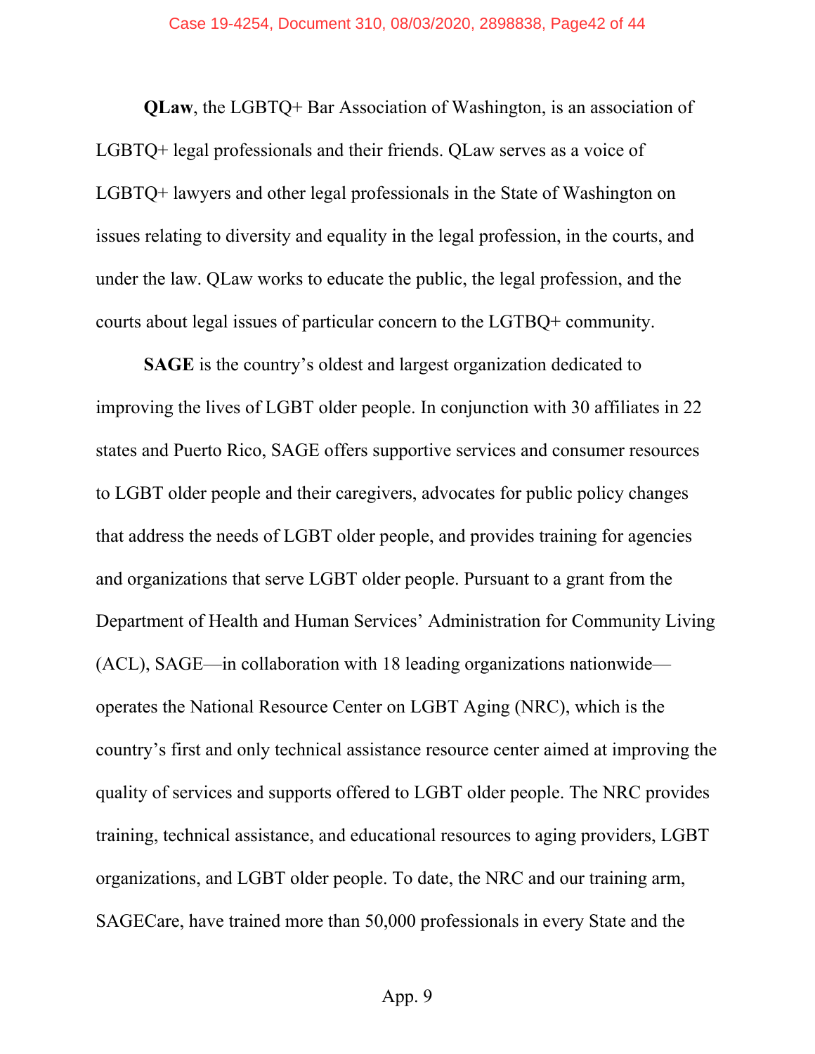**QLaw**, the LGBTQ+ Bar Association of Washington, is an association of LGBTQ+ legal professionals and their friends. QLaw serves as a voice of LGBTQ+ lawyers and other legal professionals in the State of Washington on issues relating to diversity and equality in the legal profession, in the courts, and under the law. QLaw works to educate the public, the legal profession, and the courts about legal issues of particular concern to the LGTBQ+ community.

**SAGE** is the country's oldest and largest organization dedicated to improving the lives of LGBT older people. In conjunction with 30 affiliates in 22 states and Puerto Rico, SAGE offers supportive services and consumer resources to LGBT older people and their caregivers, advocates for public policy changes that address the needs of LGBT older people, and provides training for agencies and organizations that serve LGBT older people. Pursuant to a grant from the Department of Health and Human Services' Administration for Community Living (ACL), SAGE—in collaboration with 18 leading organizations nationwide—operates the National Resource Center on LGBT Aging (NRC), which is the country's first and only technical assistance resource center aimed at improving the quality of services and supports offered to LGBT older people. The NRC provides training, technical assistance, and educational resources to aging providers, LGBT organizations, and LGBT older people. To date, the NRC and our training arm, SAGECare, have trained more than 50,000 professionals in every State and the

App. 9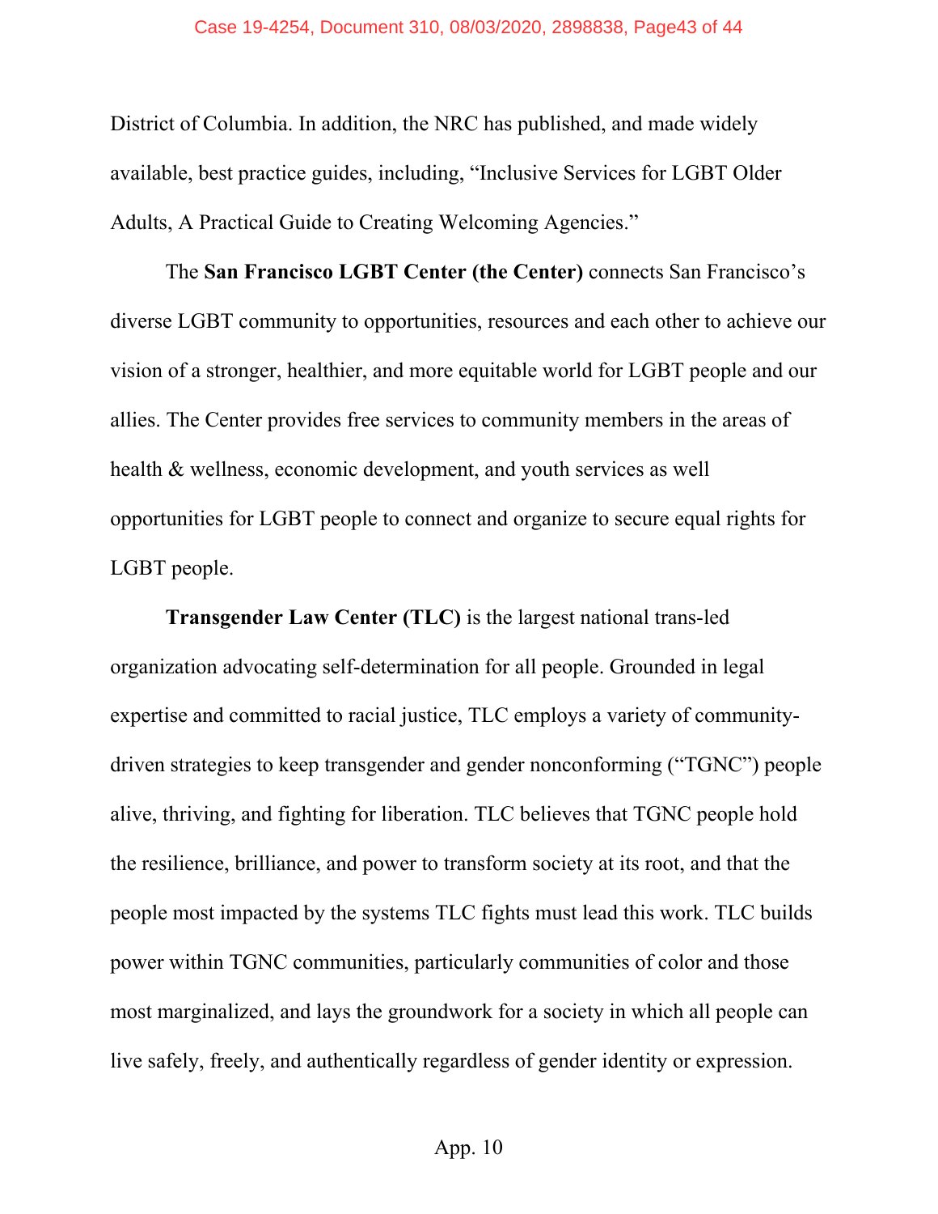District of Columbia. In addition, the NRC has published, and made widely available, best practice guides, including, "Inclusive Services for LGBT Older Adults, A Practical Guide to Creating Welcoming Agencies."

The **San Francisco LGBT Center (the Center)** connects San Francisco's diverse LGBT community to opportunities, resources and each other to achieve our vision of a stronger, healthier, and more equitable world for LGBT people and our allies. The Center provides free services to community members in the areas of health & wellness, economic development, and youth services as well opportunities for LGBT people to connect and organize to secure equal rights for LGBT people.

**Transgender Law Center (TLC)** is the largest national trans-led organization advocating self-determination for all people. Grounded in legal expertise and committed to racial justice, TLC employs a variety of community-driven strategies to keep transgender and gender nonconforming ("TGNC") people alive, thriving, and fighting for liberation. TLC believes that TGNC people hold the resilience, brilliance, and power to transform society at its root, and that the people most impacted by the systems TLC fights must lead this work. TLC builds power within TGNC communities, particularly communities of color and those most marginalized, and lays the groundwork for a society in which all people can live safely, freely, and authentically regardless of gender identity or expression.

App. 10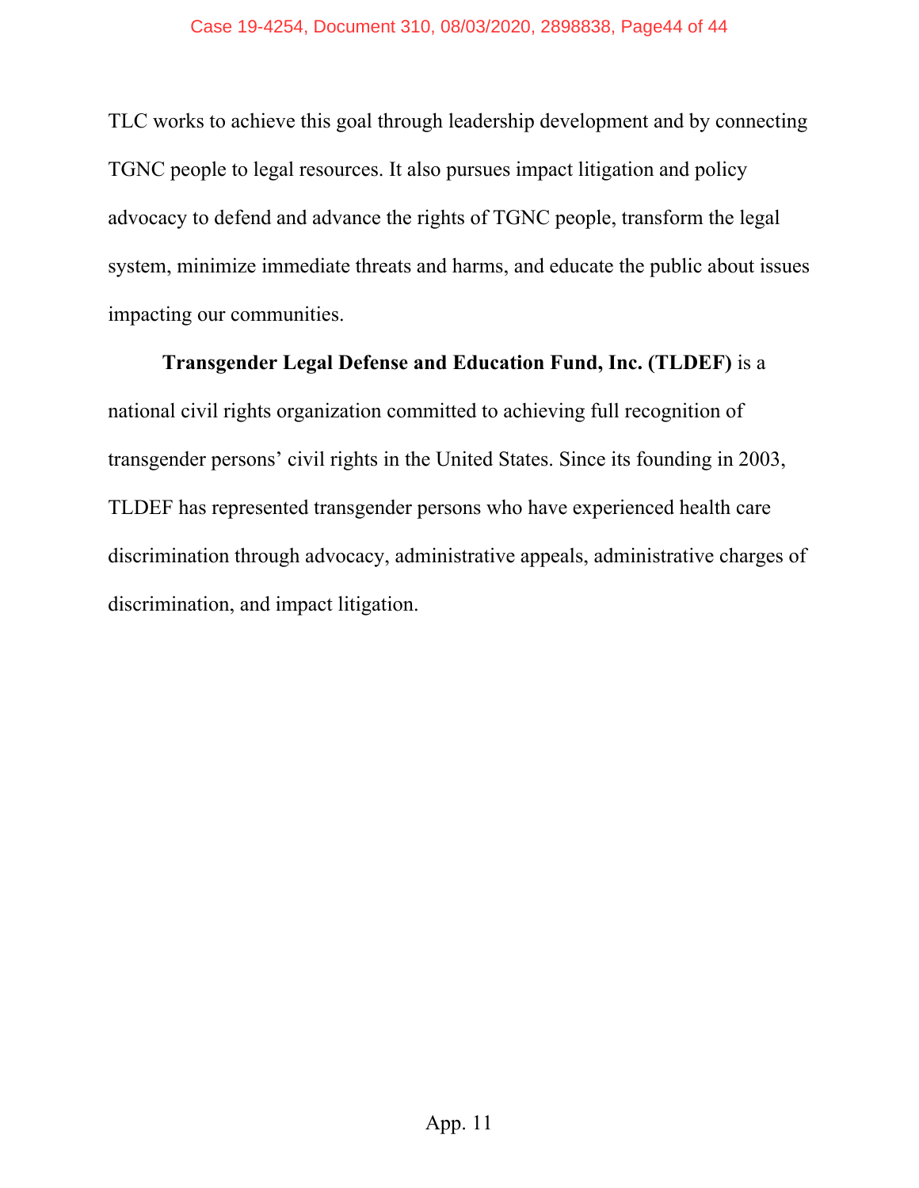TLC works to achieve this goal through leadership development and by connecting TGNC people to legal resources. It also pursues impact litigation and policy advocacy to defend and advance the rights of TGNC people, transform the legal system, minimize immediate threats and harms, and educate the public about issues impacting our communities.

**Transgender Legal Defense and Education Fund, Inc. (TLDEF)** is a national civil rights organization committed to achieving full recognition of transgender persons' civil rights in the United States. Since its founding in 2003, TLDEF has represented transgender persons who have experienced health care discrimination through advocacy, administrative appeals, administrative charges of discrimination, and impact litigation.